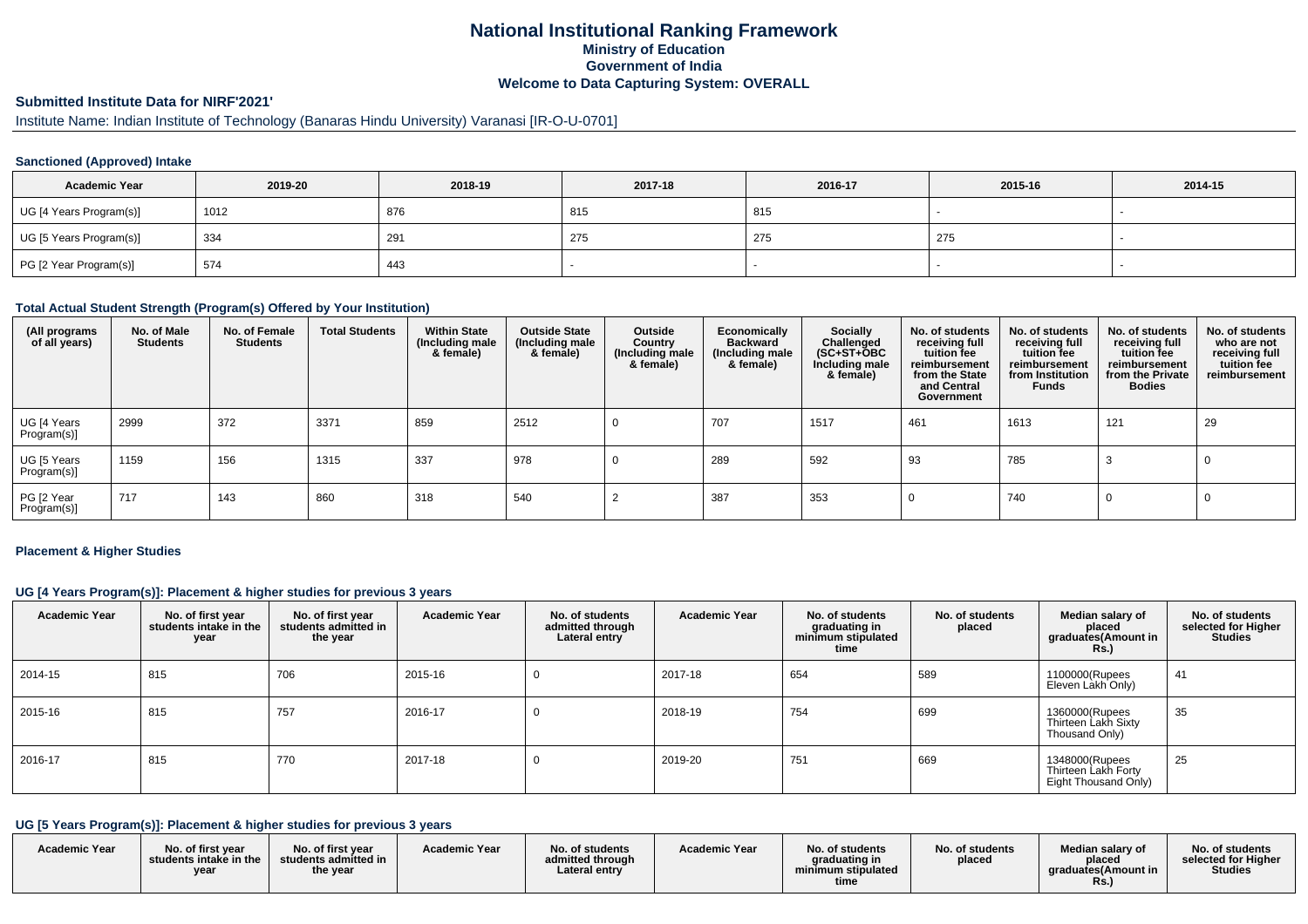# National Institutional Ranking Framework
## Ministry of Education
## Government of India
## Welcome to Data Capturing System: OVERALL

### Submitted Institute Data for NIRF'2021'

Institute Name: Indian Institute of Technology (Banaras Hindu University) Varanasi [IR-O-U-0701]

#### Sanctioned (Approved) Intake

| Academic Year | 2019-20 | 2018-19 | 2017-18 | 2016-17 | 2015-16 | 2014-15 |
|---|---|---|---|---|---|---|
| UG [4 Years Program(s)] | 1012 | 876 | 815 | 815 | - | - |
| UG [5 Years Program(s)] | 334 | 291 | 275 | 275 | 275 | - |
| PG [2 Year Program(s)] | 574 | 443 | - | - | - | - |

#### Total Actual Student Strength (Program(s) Offered by Your Institution)

| (All programs of all years) | No. of Male Students | No. of Female Students | Total Students | Within State (Including male & female) | Outside State (Including male & female) | Outside Country (Including male & female) | Economically Backward (Including male & female) | Socially Challenged (SC+ST+OBC Including male & female) | No. of students receiving full tuition fee reimbursement from the State and Central Government | No. of students receiving full tuition fee reimbursement from Institution Funds | No. of students receiving full tuition fee reimbursement from the Private Bodies | No. of students who are not receiving full tuition fee reimbursement |
|---|---|---|---|---|---|---|---|---|---|---|---|---|
| UG [4 Years Program(s)] | 2999 | 372 | 3371 | 859 | 2512 | 0 | 707 | 1517 | 461 | 1613 | 121 | 29 |
| UG [5 Years Program(s)] | 1159 | 156 | 1315 | 337 | 978 | 0 | 289 | 592 | 93 | 785 | 3 | 0 |
| PG [2 Year Program(s)] | 717 | 143 | 860 | 318 | 540 | 2 | 387 | 353 | 0 | 740 | 0 | 0 |

#### Placement & Higher Studies

#### UG [4 Years Program(s)]: Placement & higher studies for previous 3 years

| Academic Year | No. of first year students intake in the year | No. of first year students admitted in the year | Academic Year | No. of students admitted through Lateral entry | Academic Year | No. of students graduating in minimum stipulated time | No. of students placed | Median salary of placed graduates(Amount in Rs.) | No. of students selected for Higher Studies |
|---|---|---|---|---|---|---|---|---|---|
| 2014-15 | 815 | 706 | 2015-16 | 0 | 2017-18 | 654 | 589 | 1100000(Rupees Eleven Lakh Only) | 41 |
| 2015-16 | 815 | 757 | 2016-17 | 0 | 2018-19 | 754 | 699 | 1360000(Rupees Thirteen Lakh Sixty Thousand Only) | 35 |
| 2016-17 | 815 | 770 | 2017-18 | 0 | 2019-20 | 751 | 669 | 1348000(Rupees Thirteen Lakh Forty Eight Thousand Only) | 25 |

#### UG [5 Years Program(s)]: Placement & higher studies for previous 3 years

| Academic Year | No. of first year students intake in the year | No. of first year students admitted in the year | Academic Year | No. of students admitted through Lateral entry | Academic Year | No. of students graduating in minimum stipulated time | No. of students placed | Median salary of placed graduates(Amount in Rs.) | No. of students selected for Higher Studies |
|---|---|---|---|---|---|---|---|---|---|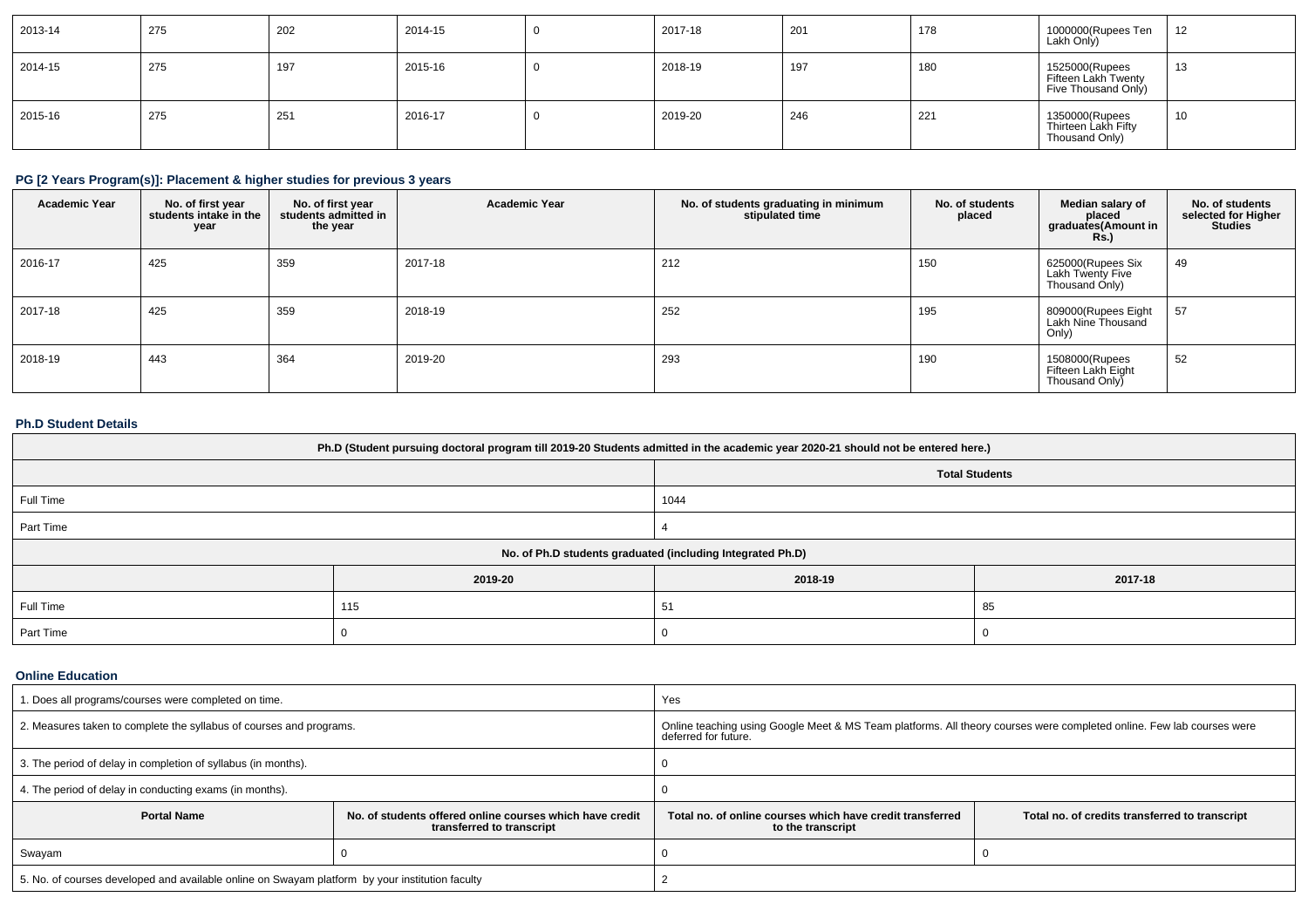| 2013-14 | 275 | 202 | 2014-15 | 0 | 2017-18 | 201 | 178 | 1000000(Rupees Ten Lakh Only) | 12 |
|---|---|---|---|---|---|---|---|---|---|
| 2014-15 | 275 | 197 | 2015-16 | 0 | 2018-19 | 197 | 180 | 1525000(Rupees Fifteen Lakh Twenty Five Thousand Only) | 13 |
| 2015-16 | 275 | 251 | 2016-17 | 0 | 2019-20 | 246 | 221 | 1350000(Rupees Thirteen Lakh Fifty Thousand Only) | 10 |

### PG [2 Years Program(s)]: Placement & higher studies for previous 3 years

| Academic Year | No. of first year students intake in the year | No. of first year students admitted in the year | Academic Year | No. of students graduating in minimum stipulated time | No. of students placed | Median salary of placed graduates(Amount in Rs.) | No. of students selected for Higher Studies |
|---|---|---|---|---|---|---|---|
| 2016-17 | 425 | 359 | 2017-18 | 212 | 150 | 625000(Rupees Six Lakh Twenty Five Thousand Only) | 49 |
| 2017-18 | 425 | 359 | 2018-19 | 252 | 195 | 809000(Rupees Eight Lakh Nine Thousand Only) | 57 |
| 2018-19 | 443 | 364 | 2019-20 | 293 | 190 | 1508000(Rupees Fifteen Lakh Eight Thousand Only) | 52 |

### Ph.D Student Details

| Ph.D (Student pursuing doctoral program till 2019-20 Students admitted in the academic year 2020-21 should not be entered here.) | |
|---|---|
| | Total Students |
| Full Time | 1044 |
| Part Time | 4 |

| No. of Ph.D students graduated (including Integrated Ph.D) | | | |
|---|---|---|---|
| | 2019-20 | 2018-19 | 2017-18 |
| Full Time | 115 | 51 | 85 |
| Part Time | 0 | 0 | 0 |

### Online Education

| 1. Does all programs/courses were completed on time. | Yes |
|---|---|
| 2. Measures taken to complete the syllabus of courses and programs. | Online teaching using Google Meet & MS Team platforms. All theory courses were completed online. Few lab courses were deferred for future. |
| 3. The period of delay in completion of syllabus (in months). | 0 |
| 4. The period of delay in conducting exams (in months). | 0 |

| Portal Name | No. of students offered online courses which have credit transferred to transcript | Total no. of online courses which have credit transferred to the transcript | Total no. of credits transferred to transcript |
|---|---|---|---|
| Swayam | 0 | 0 | 0 |

| 5. No. of courses developed and available online on Swayam platform by your institution faculty | 2 |
|---|---|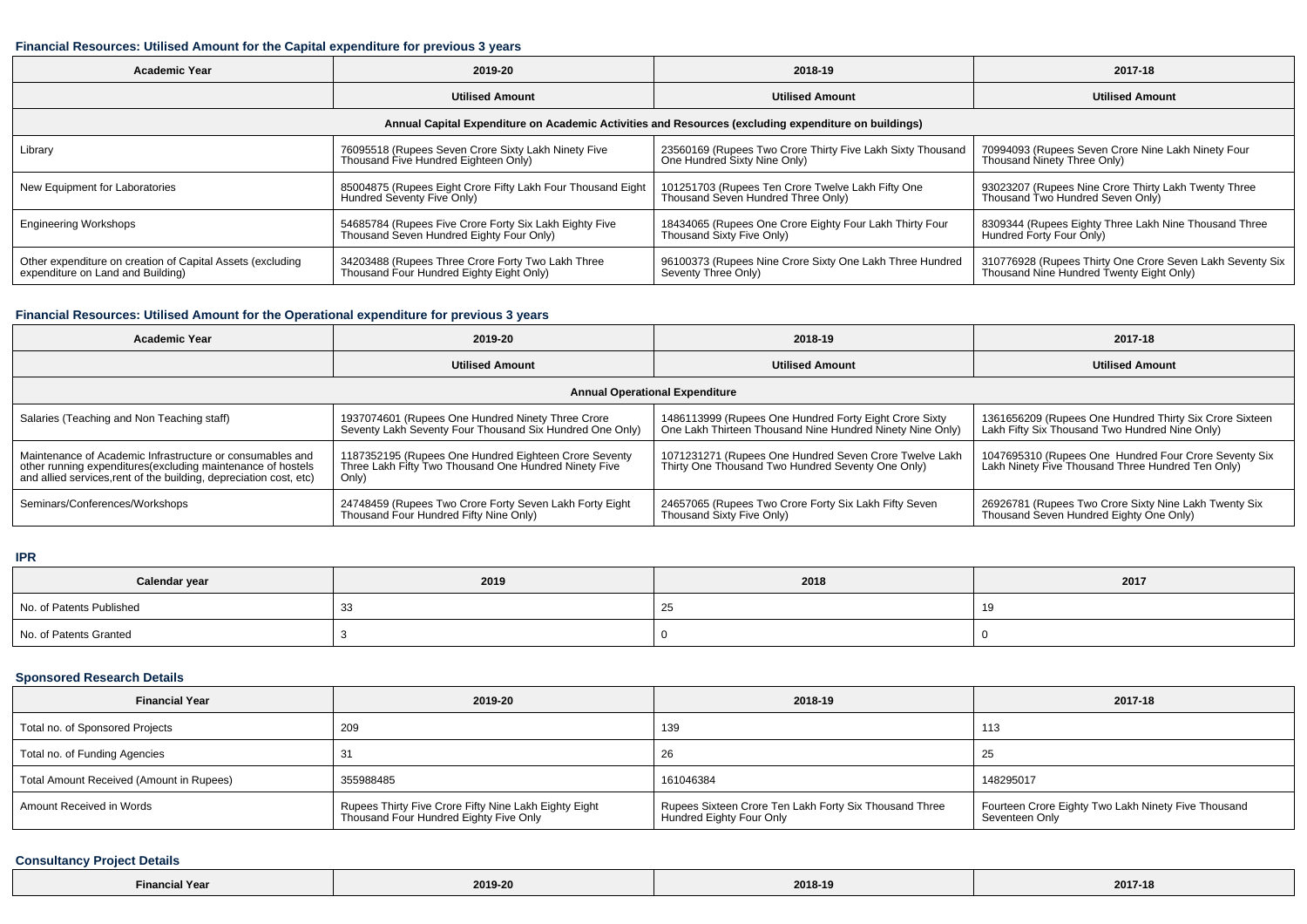#### Financial Resources: Utilised Amount for the Capital expenditure for previous 3 years

| Academic Year | 2019-20 | 2018-19 | 2017-18 |
|---|---|---|---|
| | **Utilised Amount** | **Utilised Amount** | **Utilised Amount** |
| **Annual Capital Expenditure on Academic Activities and Resources (excluding expenditure on buildings)** | | | |
| Library | 76095518 (Rupees Seven Crore Sixty Lakh Ninety Five Thousand Five Hundred Eighteen Only) | 23560169 (Rupees Two Crore Thirty Five Lakh Sixty Thousand One Hundred Sixty Nine Only) | 70994093 (Rupees Seven Crore Nine Lakh Ninety Four Thousand Ninety Three Only) |
| New Equipment for Laboratories | 85004875 (Rupees Eight Crore Fifty Lakh Four Thousand Eight Hundred Seventy Five Only) | 101251703 (Rupees Ten Crore Twelve Lakh Fifty One Thousand Seven Hundred Three Only) | 93023207 (Rupees Nine Crore Thirty Lakh Twenty Three Thousand Two Hundred Seven Only) |
| Engineering Workshops | 54685784 (Rupees Five Crore Forty Six Lakh Eighty Five Thousand Seven Hundred Eighty Four Only) | 18434065 (Rupees One Crore Eighty Four Lakh Thirty Four Thousand Sixty Five Only) | 8309344 (Rupees Eighty Three Lakh Nine Thousand Three Hundred Forty Four Only) |
| Other expenditure on creation of Capital Assets (excluding expenditure on Land and Building) | 34203488 (Rupees Three Crore Forty Two Lakh Three Thousand Four Hundred Eighty Eight Only) | 96100373 (Rupees Nine Crore Sixty One Lakh Three Hundred Seventy Three Only) | 310776928 (Rupees Thirty One Crore Seven Lakh Seventy Six Thousand Nine Hundred Twenty Eight Only) |

#### Financial Resources: Utilised Amount for the Operational expenditure for previous 3 years

| Academic Year | 2019-20 | 2018-19 | 2017-18 |
|---|---|---|---|
| | **Utilised Amount** | **Utilised Amount** | **Utilised Amount** |
| **Annual Operational Expenditure** | | | |
| Salaries (Teaching and Non Teaching staff) | 1937074601 (Rupees One Hundred Ninety Three Crore Seventy Lakh Seventy Four Thousand Six Hundred One Only) | 1486113999 (Rupees One Hundred Forty Eight Crore Sixty One Lakh Thirteen Thousand Nine Hundred Ninety Nine Only) | 1361656209 (Rupees One Hundred Thirty Six Crore Sixteen Lakh Fifty Six Thousand Two Hundred Nine Only) |
| Maintenance of Academic Infrastructure or consumables and other running expenditures(excluding maintenance of hostels and allied services,rent of the building, depreciation cost, etc) | 1187352195 (Rupees One Hundred Eighteen Crore Seventy Three Lakh Fifty Two Thousand One Hundred Ninety Five Only) | 1071231271 (Rupees One Hundred Seven Crore Twelve Lakh Thirty One Thousand Two Hundred Seventy One Only) | 1047695310 (Rupees One Hundred Four Crore Seventy Six Lakh Ninety Five Thousand Three Hundred Ten Only) |
| Seminars/Conferences/Workshops | 24748459 (Rupees Two Crore Forty Seven Lakh Forty Eight Thousand Four Hundred Fifty Nine Only) | 24657065 (Rupees Two Crore Forty Six Lakh Fifty Seven Thousand Sixty Five Only) | 26926781 (Rupees Two Crore Sixty Nine Lakh Twenty Six Thousand Seven Hundred Eighty One Only) |

#### IPR

| Calendar year | 2019 | 2018 | 2017 |
|---|---|---|---|
| No. of Patents Published | 33 | 25 | 19 |
| No. of Patents Granted | 3 | 0 | 0 |

#### Sponsored Research Details

| Financial Year | 2019-20 | 2018-19 | 2017-18 |
|---|---|---|---|
| Total no. of Sponsored Projects | 209 | 139 | 113 |
| Total no. of Funding Agencies | 31 | 26 | 25 |
| Total Amount Received (Amount in Rupees) | 355988485 | 161046384 | 148295017 |
| Amount Received in Words | Rupees Thirty Five Crore Fifty Nine Lakh Eighty Eight Thousand Four Hundred Eighty Five Only | Rupees Sixteen Crore Ten Lakh Forty Six Thousand Three Hundred Eighty Four Only | Fourteen Crore Eighty Two Lakh Ninety Five Thousand Seventeen Only |

#### Consultancy Project Details

| Financial Year | 2019-20 | 2018-19 | 2017-18 |
|---|---|---|---|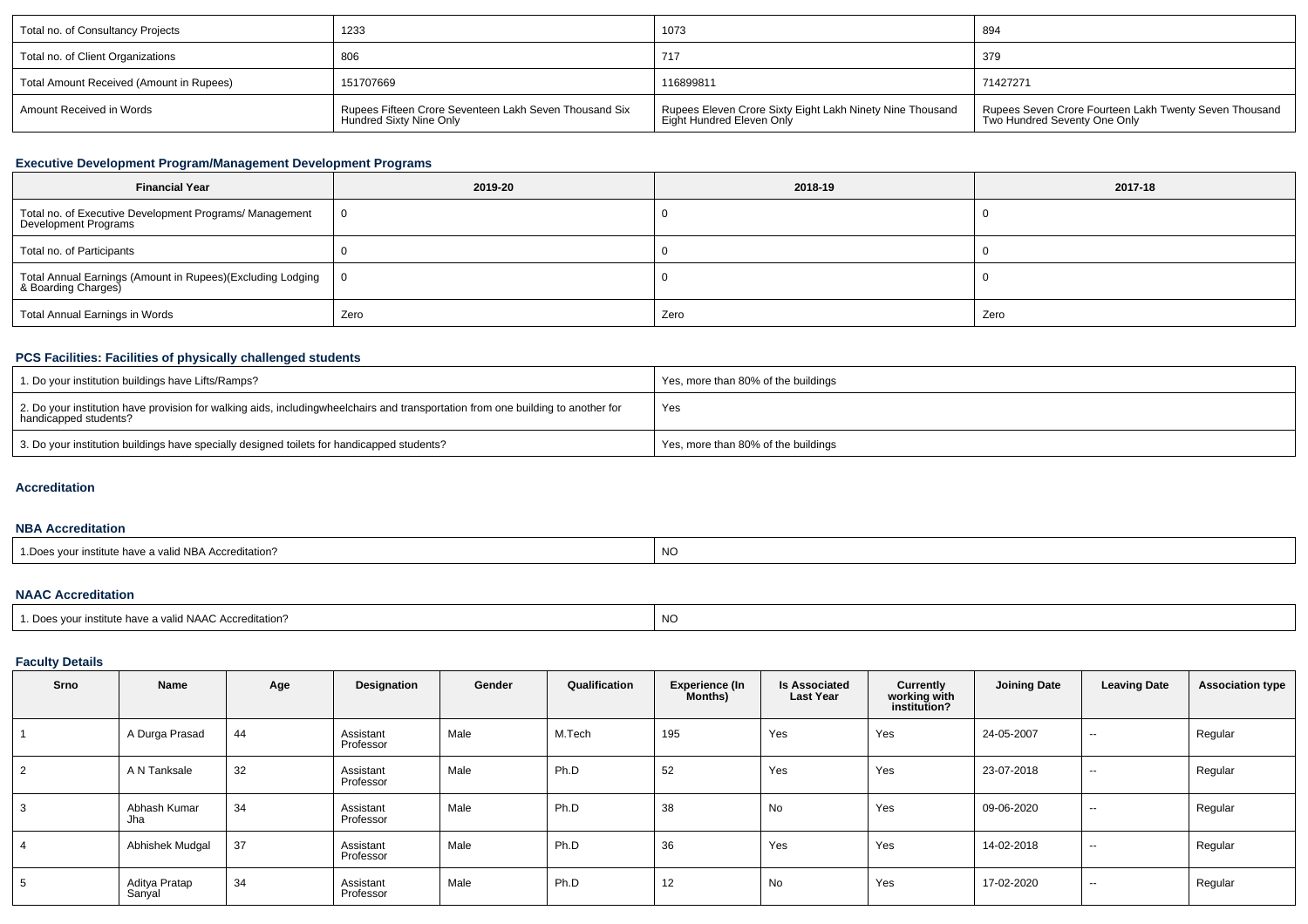| Total no. of Consultancy Projects | 1233 | 1073 | 894 |
|---|---|---|---|
| Total no. of Client Organizations | 806 | 717 | 379 |
| Total Amount Received (Amount in Rupees) | 151707669 | 116899811 | 71427271 |
| Amount Received in Words | Rupees Fifteen Crore Seventeen Lakh Seven Thousand Six Hundred Sixty Nine Only | Rupees Eleven Crore Sixty Eight Lakh Ninety Nine Thousand Eight Hundred Eleven Only | Rupees Seven Crore Fourteen Lakh Twenty Seven Thousand Two Hundred Seventy One Only |

### Executive Development Program/Management Development Programs

| Financial Year | 2019-20 | 2018-19 | 2017-18 |
|---|---|---|---|
| Total no. of Executive Development Programs/ Management Development Programs | 0 | 0 | 0 |
| Total no. of Participants | 0 | 0 | 0 |
| Total Annual Earnings (Amount in Rupees)(Excluding Lodging & Boarding Charges) | 0 | 0 | 0 |
| Total Annual Earnings in Words | Zero | Zero | Zero |

### PCS Facilities: Facilities of physically challenged students

| | |
|---|---|
| 1. Do your institution buildings have Lifts/Ramps? | Yes, more than 80% of the buildings |
| 2. Do your institution have provision for walking aids, includingwheelchairs and transportation from one building to another for handicapped students? | Yes |
| 3. Do your institution buildings have specially designed toilets for handicapped students? | Yes, more than 80% of the buildings |

### Accreditation

### NBA Accreditation

| | |
|---|---|
| 1.Does your institute have a valid NBA Accreditation? | NO |

### NAAC Accreditation

| | |
|---|---|
| 1. Does your institute have a valid NAAC Accreditation? | NO |

### Faculty Details

| Srno | Name | Age | Designation | Gender | Qualification | Experience (In Months) | Is Associated Last Year | Currently working with institution? | Joining Date | Leaving Date | Association type |
|---|---|---|---|---|---|---|---|---|---|---|---|
| 1 | A Durga Prasad | 44 | Assistant Professor | Male | M.Tech | 195 | Yes | Yes | 24-05-2007 | -- | Regular |
| 2 | A N Tanksale | 32 | Assistant Professor | Male | Ph.D | 52 | Yes | Yes | 23-07-2018 | -- | Regular |
| 3 | Abhash Kumar Jha | 34 | Assistant Professor | Male | Ph.D | 38 | No | Yes | 09-06-2020 | -- | Regular |
| 4 | Abhishek Mudgal | 37 | Assistant Professor | Male | Ph.D | 36 | Yes | Yes | 14-02-2018 | -- | Regular |
| 5 | Aditya Pratap Sanyal | 34 | Assistant Professor | Male | Ph.D | 12 | No | Yes | 17-02-2020 | -- | Regular |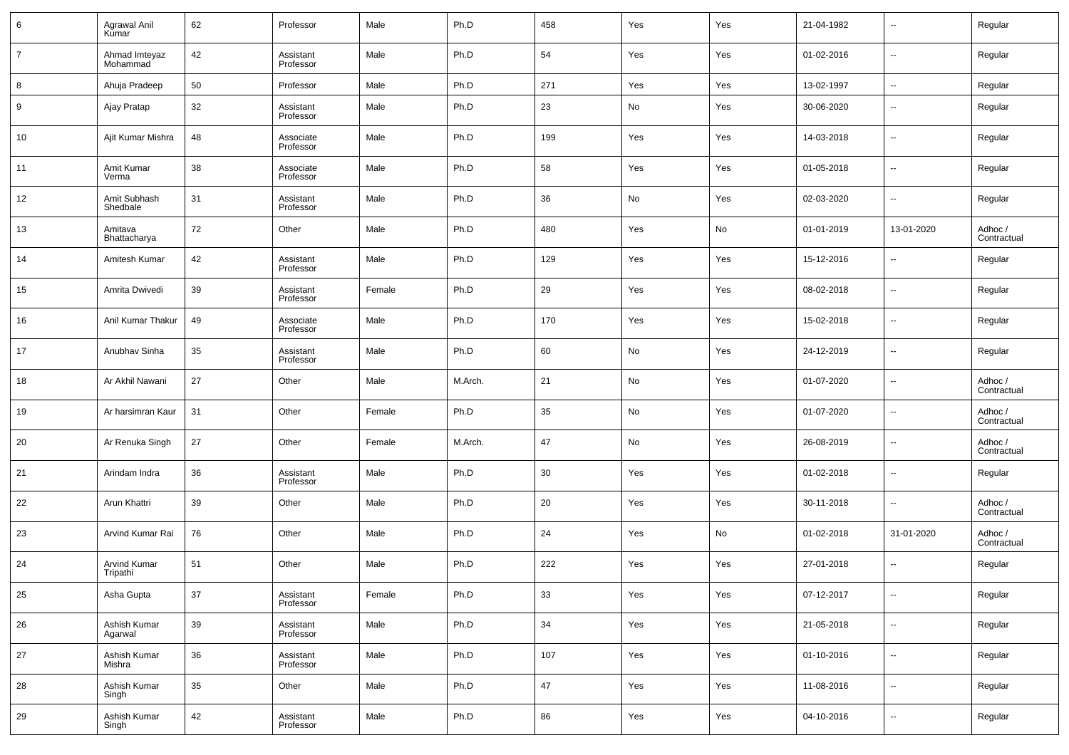| 6 | Agrawal Anil Kumar | 62 | Professor | Male | Ph.D | 458 | Yes | Yes | 21-04-1982 | -- | Regular |
|---|---|---|---|---|---|---|---|---|---|---|---|
| 7 | Ahmad Imteyaz Mohammad | 42 | Assistant Professor | Male | Ph.D | 54 | Yes | Yes | 01-02-2016 | -- | Regular |
| 8 | Ahuja Pradeep | 50 | Professor | Male | Ph.D | 271 | Yes | Yes | 13-02-1997 | -- | Regular |
| 9 | Ajay Pratap | 32 | Assistant Professor | Male | Ph.D | 23 | No | Yes | 30-06-2020 | -- | Regular |
| 10 | Ajit Kumar Mishra | 48 | Associate Professor | Male | Ph.D | 199 | Yes | Yes | 14-03-2018 | -- | Regular |
| 11 | Amit Kumar Verma | 38 | Associate Professor | Male | Ph.D | 58 | Yes | Yes | 01-05-2018 | -- | Regular |
| 12 | Amit Subhash Shedbale | 31 | Assistant Professor | Male | Ph.D | 36 | No | Yes | 02-03-2020 | -- | Regular |
| 13 | Amitava Bhattacharya | 72 | Other | Male | Ph.D | 480 | Yes | No | 01-01-2019 | 13-01-2020 | Adhoc / Contractual |
| 14 | Amitesh Kumar | 42 | Assistant Professor | Male | Ph.D | 129 | Yes | Yes | 15-12-2016 | -- | Regular |
| 15 | Amrita Dwivedi | 39 | Assistant Professor | Female | Ph.D | 29 | Yes | Yes | 08-02-2018 | -- | Regular |
| 16 | Anil Kumar Thakur | 49 | Associate Professor | Male | Ph.D | 170 | Yes | Yes | 15-02-2018 | -- | Regular |
| 17 | Anubhav Sinha | 35 | Assistant Professor | Male | Ph.D | 60 | No | Yes | 24-12-2019 | -- | Regular |
| 18 | Ar Akhil Nawani | 27 | Other | Male | M.Arch. | 21 | No | Yes | 01-07-2020 | -- | Adhoc / Contractual |
| 19 | Ar harsimran Kaur | 31 | Other | Female | Ph.D | 35 | No | Yes | 01-07-2020 | -- | Adhoc / Contractual |
| 20 | Ar Renuka Singh | 27 | Other | Female | M.Arch. | 47 | No | Yes | 26-08-2019 | -- | Adhoc / Contractual |
| 21 | Arindam Indra | 36 | Assistant Professor | Male | Ph.D | 30 | Yes | Yes | 01-02-2018 | -- | Regular |
| 22 | Arun Khattri | 39 | Other | Male | Ph.D | 20 | Yes | Yes | 30-11-2018 | -- | Adhoc / Contractual |
| 23 | Arvind Kumar Rai | 76 | Other | Male | Ph.D | 24 | Yes | No | 01-02-2018 | 31-01-2020 | Adhoc / Contractual |
| 24 | Arvind Kumar Tripathi | 51 | Other | Male | Ph.D | 222 | Yes | Yes | 27-01-2018 | -- | Regular |
| 25 | Asha Gupta | 37 | Assistant Professor | Female | Ph.D | 33 | Yes | Yes | 07-12-2017 | -- | Regular |
| 26 | Ashish Kumar Agarwal | 39 | Assistant Professor | Male | Ph.D | 34 | Yes | Yes | 21-05-2018 | -- | Regular |
| 27 | Ashish Kumar Mishra | 36 | Assistant Professor | Male | Ph.D | 107 | Yes | Yes | 01-10-2016 | -- | Regular |
| 28 | Ashish Kumar Singh | 35 | Other | Male | Ph.D | 47 | Yes | Yes | 11-08-2016 | -- | Regular |
| 29 | Ashish Kumar Singh | 42 | Assistant Professor | Male | Ph.D | 86 | Yes | Yes | 04-10-2016 | -- | Regular |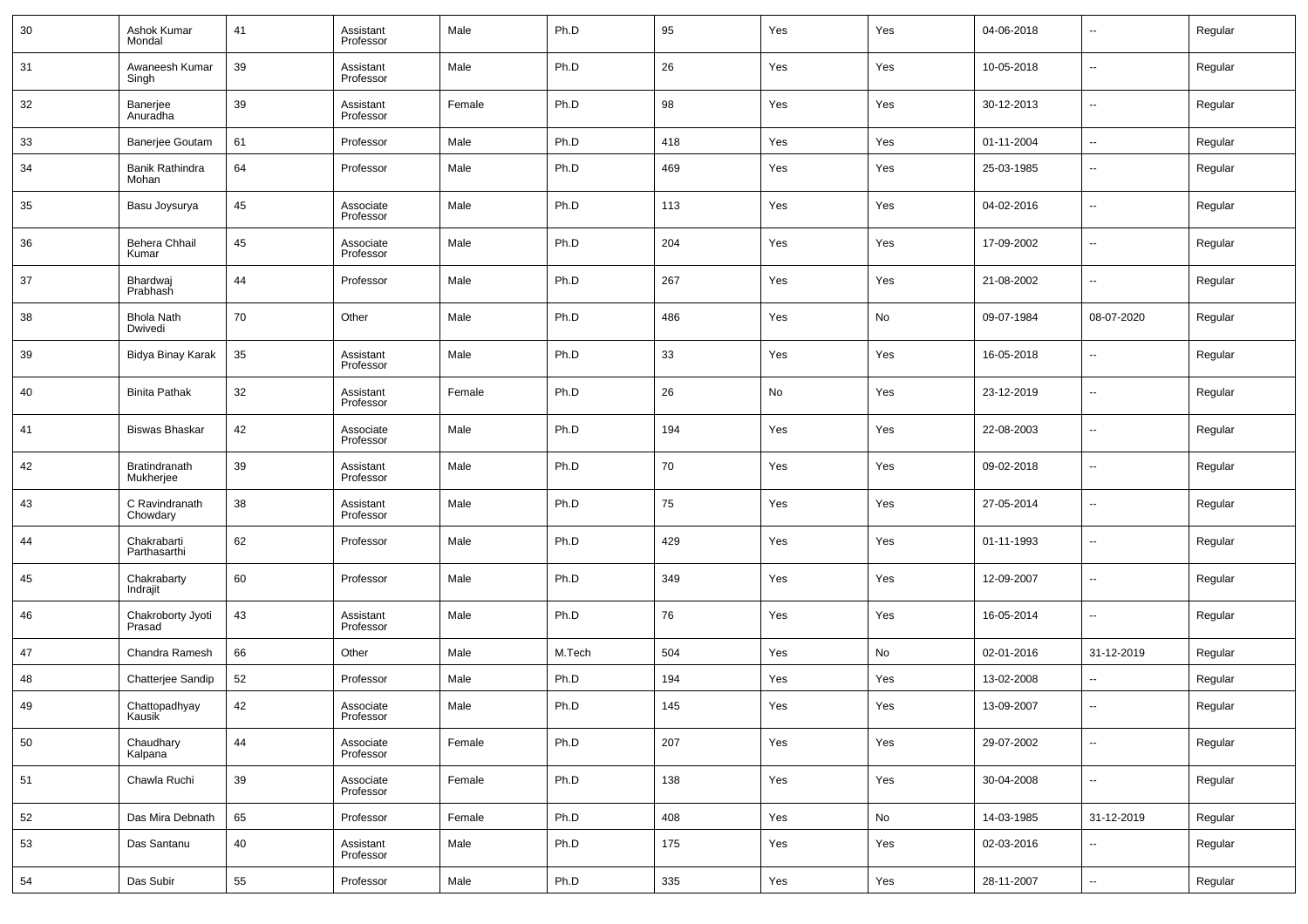| 30 | Ashok Kumar Mondal | 41 | Assistant Professor | Male | Ph.D | 95 | Yes | Yes | 04-06-2018 | -- | Regular |
|---|---|---|---|---|---|---|---|---|---|---|---|
| 31 | Awaneesh Kumar Singh | 39 | Assistant Professor | Male | Ph.D | 26 | Yes | Yes | 10-05-2018 | -- | Regular |
| 32 | Banerjee Anuradha | 39 | Assistant Professor | Female | Ph.D | 98 | Yes | Yes | 30-12-2013 | -- | Regular |
| 33 | Banerjee Goutam | 61 | Professor | Male | Ph.D | 418 | Yes | Yes | 01-11-2004 | -- | Regular |
| 34 | Banik Rathindra Mohan | 64 | Professor | Male | Ph.D | 469 | Yes | Yes | 25-03-1985 | -- | Regular |
| 35 | Basu Joysurya | 45 | Associate Professor | Male | Ph.D | 113 | Yes | Yes | 04-02-2016 | -- | Regular |
| 36 | Behera Chhail Kumar | 45 | Associate Professor | Male | Ph.D | 204 | Yes | Yes | 17-09-2002 | -- | Regular |
| 37 | Bhardwaj Prabhash | 44 | Professor | Male | Ph.D | 267 | Yes | Yes | 21-08-2002 | -- | Regular |
| 38 | Bhola Nath Dwivedi | 70 | Other | Male | Ph.D | 486 | Yes | No | 09-07-1984 | 08-07-2020 | Regular |
| 39 | Bidya Binay Karak | 35 | Assistant Professor | Male | Ph.D | 33 | Yes | Yes | 16-05-2018 | -- | Regular |
| 40 | Binita Pathak | 32 | Assistant Professor | Female | Ph.D | 26 | No | Yes | 23-12-2019 | -- | Regular |
| 41 | Biswas Bhaskar | 42 | Associate Professor | Male | Ph.D | 194 | Yes | Yes | 22-08-2003 | -- | Regular |
| 42 | Bratindranath Mukherjee | 39 | Assistant Professor | Male | Ph.D | 70 | Yes | Yes | 09-02-2018 | -- | Regular |
| 43 | C Ravindranath Chowdary | 38 | Assistant Professor | Male | Ph.D | 75 | Yes | Yes | 27-05-2014 | -- | Regular |
| 44 | Chakrabarti Parthasarthi | 62 | Professor | Male | Ph.D | 429 | Yes | Yes | 01-11-1993 | -- | Regular |
| 45 | Chakrabarty Indrajit | 60 | Professor | Male | Ph.D | 349 | Yes | Yes | 12-09-2007 | -- | Regular |
| 46 | Chakroborty Jyoti Prasad | 43 | Assistant Professor | Male | Ph.D | 76 | Yes | Yes | 16-05-2014 | -- | Regular |
| 47 | Chandra Ramesh | 66 | Other | Male | M.Tech | 504 | Yes | No | 02-01-2016 | 31-12-2019 | Regular |
| 48 | Chatterjee Sandip | 52 | Professor | Male | Ph.D | 194 | Yes | Yes | 13-02-2008 | -- | Regular |
| 49 | Chattopadhyay Kausik | 42 | Associate Professor | Male | Ph.D | 145 | Yes | Yes | 13-09-2007 | -- | Regular |
| 50 | Chaudhary Kalpana | 44 | Associate Professor | Female | Ph.D | 207 | Yes | Yes | 29-07-2002 | -- | Regular |
| 51 | Chawla Ruchi | 39 | Associate Professor | Female | Ph.D | 138 | Yes | Yes | 30-04-2008 | -- | Regular |
| 52 | Das Mira Debnath | 65 | Professor | Female | Ph.D | 408 | Yes | No | 14-03-1985 | 31-12-2019 | Regular |
| 53 | Das Santanu | 40 | Assistant Professor | Male | Ph.D | 175 | Yes | Yes | 02-03-2016 | -- | Regular |
| 54 | Das Subir | 55 | Professor | Male | Ph.D | 335 | Yes | Yes | 28-11-2007 | -- | Regular |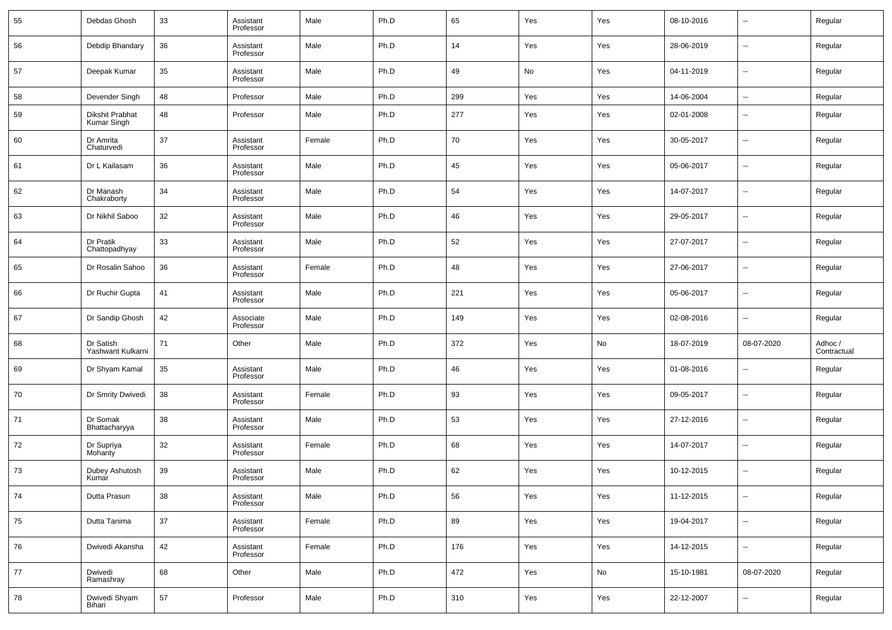| 55 | Debdas Ghosh | 33 | Assistant Professor | Male | Ph.D | 65 | Yes | Yes | 08-10-2016 | -- | Regular |
|---|---|---|---|---|---|---|---|---|---|---|---|
| 56 | Debdip Bhandary | 36 | Assistant Professor | Male | Ph.D | 14 | Yes | Yes | 28-06-2019 | -- | Regular |
| 57 | Deepak Kumar | 35 | Assistant Professor | Male | Ph.D | 49 | No | Yes | 04-11-2019 | -- | Regular |
| 58 | Devender Singh | 48 | Professor | Male | Ph.D | 299 | Yes | Yes | 14-06-2004 | -- | Regular |
| 59 | Dikshit Prabhat Kumar Singh | 48 | Professor | Male | Ph.D | 277 | Yes | Yes | 02-01-2008 | -- | Regular |
| 60 | Dr Amrita Chaturvedi | 37 | Assistant Professor | Female | Ph.D | 70 | Yes | Yes | 30-05-2017 | -- | Regular |
| 61 | Dr L Kailasam | 36 | Assistant Professor | Male | Ph.D | 45 | Yes | Yes | 05-06-2017 | -- | Regular |
| 62 | Dr Manash Chakraborty | 34 | Assistant Professor | Male | Ph.D | 54 | Yes | Yes | 14-07-2017 | -- | Regular |
| 63 | Dr Nikhil Saboo | 32 | Assistant Professor | Male | Ph.D | 46 | Yes | Yes | 29-05-2017 | -- | Regular |
| 64 | Dr Pratik Chattopadhyay | 33 | Assistant Professor | Male | Ph.D | 52 | Yes | Yes | 27-07-2017 | -- | Regular |
| 65 | Dr Rosalin Sahoo | 36 | Assistant Professor | Female | Ph.D | 48 | Yes | Yes | 27-06-2017 | -- | Regular |
| 66 | Dr Ruchir Gupta | 41 | Assistant Professor | Male | Ph.D | 221 | Yes | Yes | 05-06-2017 | -- | Regular |
| 67 | Dr Sandip Ghosh | 42 | Associate Professor | Male | Ph.D | 149 | Yes | Yes | 02-08-2016 | -- | Regular |
| 68 | Dr Satish Yashwant Kulkarni | 71 | Other | Male | Ph.D | 372 | Yes | No | 18-07-2019 | 08-07-2020 | Adhoc / Contractual |
| 69 | Dr Shyam Kamal | 35 | Assistant Professor | Male | Ph.D | 46 | Yes | Yes | 01-08-2016 | -- | Regular |
| 70 | Dr Smrity Dwivedi | 38 | Assistant Professor | Female | Ph.D | 93 | Yes | Yes | 09-05-2017 | -- | Regular |
| 71 | Dr Somak Bhattacharyya | 38 | Assistant Professor | Male | Ph.D | 53 | Yes | Yes | 27-12-2016 | -- | Regular |
| 72 | Dr Supriya Mohanty | 32 | Assistant Professor | Female | Ph.D | 68 | Yes | Yes | 14-07-2017 | -- | Regular |
| 73 | Dubey Ashutosh Kumar | 39 | Assistant Professor | Male | Ph.D | 62 | Yes | Yes | 10-12-2015 | -- | Regular |
| 74 | Dutta Prasun | 38 | Assistant Professor | Male | Ph.D | 56 | Yes | Yes | 11-12-2015 | -- | Regular |
| 75 | Dutta Tanima | 37 | Assistant Professor | Female | Ph.D | 89 | Yes | Yes | 19-04-2017 | -- | Regular |
| 76 | Dwivedi Akansha | 42 | Assistant Professor | Female | Ph.D | 176 | Yes | Yes | 14-12-2015 | -- | Regular |
| 77 | Dwivedi Ramashray | 68 | Other | Male | Ph.D | 472 | Yes | No | 15-10-1981 | 08-07-2020 | Regular |
| 78 | Dwivedi Shyam Bihari | 57 | Professor | Male | Ph.D | 310 | Yes | Yes | 22-12-2007 | -- | Regular |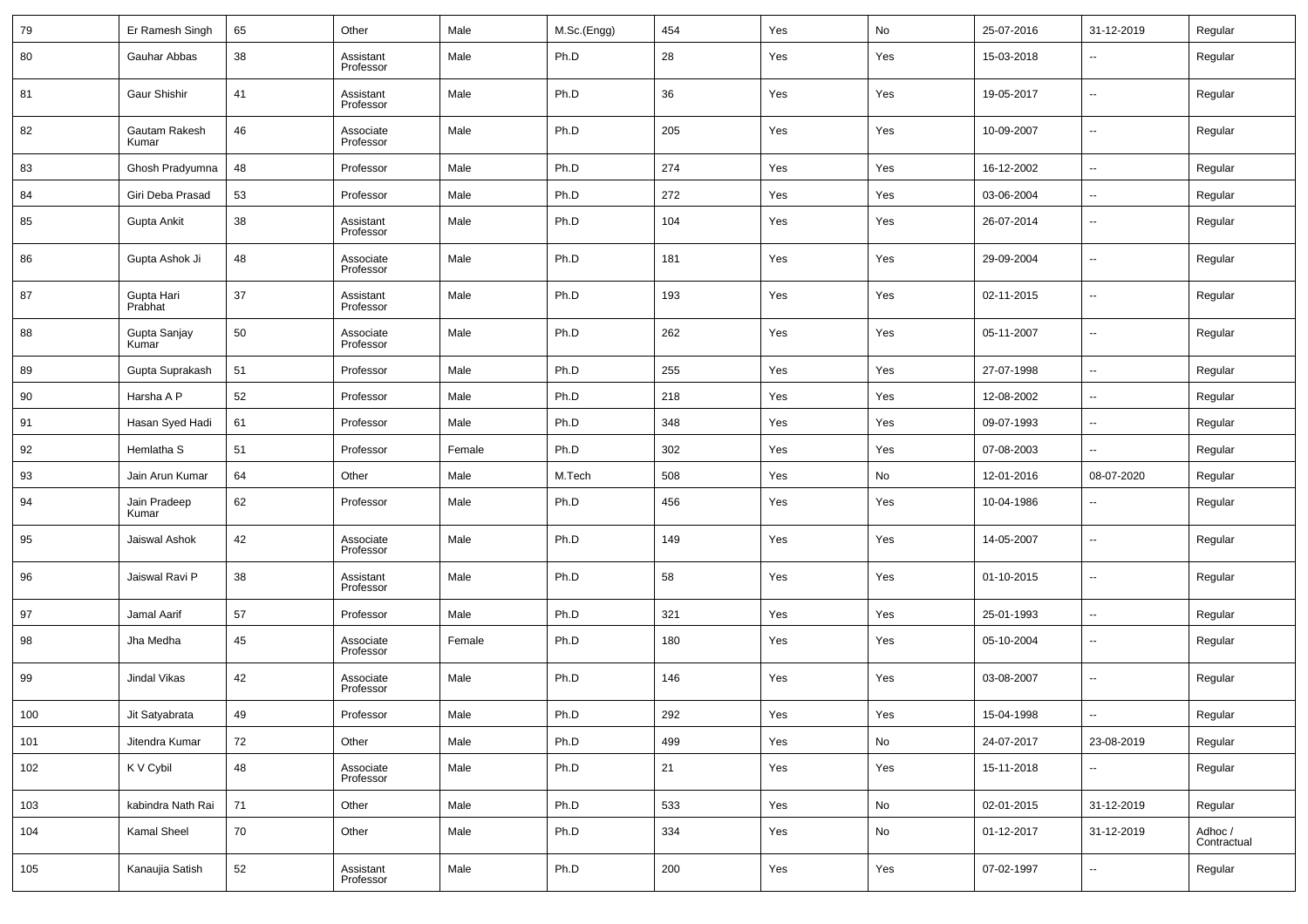| 79 | Er Ramesh Singh | 65 | Other | Male | M.Sc.(Engg) | 454 | Yes | No | 25-07-2016 | 31-12-2019 | Regular |
|---|---|---|---|---|---|---|---|---|---|---|---|
| 80 | Gauhar Abbas | 38 | Assistant Professor | Male | Ph.D | 28 | Yes | Yes | 15-03-2018 | -- | Regular |
| 81 | Gaur Shishir | 41 | Assistant Professor | Male | Ph.D | 36 | Yes | Yes | 19-05-2017 | -- | Regular |
| 82 | Gautam Rakesh Kumar | 46 | Associate Professor | Male | Ph.D | 205 | Yes | Yes | 10-09-2007 | -- | Regular |
| 83 | Ghosh Pradyumna | 48 | Professor | Male | Ph.D | 274 | Yes | Yes | 16-12-2002 | -- | Regular |
| 84 | Giri Deba Prasad | 53 | Professor | Male | Ph.D | 272 | Yes | Yes | 03-06-2004 | -- | Regular |
| 85 | Gupta Ankit | 38 | Assistant Professor | Male | Ph.D | 104 | Yes | Yes | 26-07-2014 | -- | Regular |
| 86 | Gupta Ashok Ji | 48 | Associate Professor | Male | Ph.D | 181 | Yes | Yes | 29-09-2004 | -- | Regular |
| 87 | Gupta Hari Prabhat | 37 | Assistant Professor | Male | Ph.D | 193 | Yes | Yes | 02-11-2015 | -- | Regular |
| 88 | Gupta Sanjay Kumar | 50 | Associate Professor | Male | Ph.D | 262 | Yes | Yes | 05-11-2007 | -- | Regular |
| 89 | Gupta Suprakash | 51 | Professor | Male | Ph.D | 255 | Yes | Yes | 27-07-1998 | -- | Regular |
| 90 | Harsha A P | 52 | Professor | Male | Ph.D | 218 | Yes | Yes | 12-08-2002 | -- | Regular |
| 91 | Hasan Syed Hadi | 61 | Professor | Male | Ph.D | 348 | Yes | Yes | 09-07-1993 | -- | Regular |
| 92 | Hemlatha S | 51 | Professor | Female | Ph.D | 302 | Yes | Yes | 07-08-2003 | -- | Regular |
| 93 | Jain Arun Kumar | 64 | Other | Male | M.Tech | 508 | Yes | No | 12-01-2016 | 08-07-2020 | Regular |
| 94 | Jain Pradeep Kumar | 62 | Professor | Male | Ph.D | 456 | Yes | Yes | 10-04-1986 | -- | Regular |
| 95 | Jaiswal Ashok | 42 | Associate Professor | Male | Ph.D | 149 | Yes | Yes | 14-05-2007 | -- | Regular |
| 96 | Jaiswal Ravi P | 38 | Assistant Professor | Male | Ph.D | 58 | Yes | Yes | 01-10-2015 | -- | Regular |
| 97 | Jamal Aarif | 57 | Professor | Male | Ph.D | 321 | Yes | Yes | 25-01-1993 | -- | Regular |
| 98 | Jha Medha | 45 | Associate Professor | Female | Ph.D | 180 | Yes | Yes | 05-10-2004 | -- | Regular |
| 99 | Jindal Vikas | 42 | Associate Professor | Male | Ph.D | 146 | Yes | Yes | 03-08-2007 | -- | Regular |
| 100 | Jit Satyabrata | 49 | Professor | Male | Ph.D | 292 | Yes | Yes | 15-04-1998 | -- | Regular |
| 101 | Jitendra Kumar | 72 | Other | Male | Ph.D | 499 | Yes | No | 24-07-2017 | 23-08-2019 | Regular |
| 102 | K V Cybil | 48 | Associate Professor | Male | Ph.D | 21 | Yes | Yes | 15-11-2018 | -- | Regular |
| 103 | kabindra Nath Rai | 71 | Other | Male | Ph.D | 533 | Yes | No | 02-01-2015 | 31-12-2019 | Regular |
| 104 | Kamal Sheel | 70 | Other | Male | Ph.D | 334 | Yes | No | 01-12-2017 | 31-12-2019 | Adhoc / Contractual |
| 105 | Kanaujia Satish | 52 | Assistant Professor | Male | Ph.D | 200 | Yes | Yes | 07-02-1997 | -- | Regular |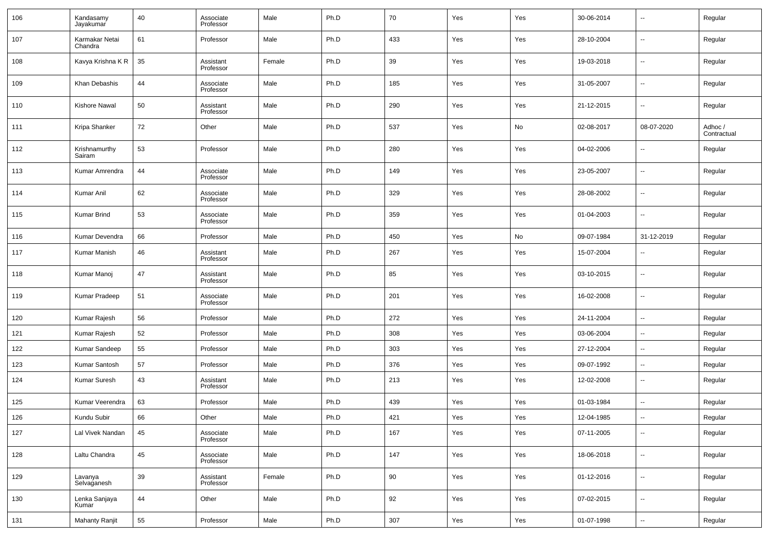| 106 | Kandasamy Jayakumar | 40 | Associate Professor | Male | Ph.D | 70 | Yes | Yes | 30-06-2014 | -- | Regular |
|---|---|---|---|---|---|---|---|---|---|---|---|
| 107 | Karmakar Netai Chandra | 61 | Professor | Male | Ph.D | 433 | Yes | Yes | 28-10-2004 | -- | Regular |
| 108 | Kavya Krishna K R | 35 | Assistant Professor | Female | Ph.D | 39 | Yes | Yes | 19-03-2018 | -- | Regular |
| 109 | Khan Debashis | 44 | Associate Professor | Male | Ph.D | 185 | Yes | Yes | 31-05-2007 | -- | Regular |
| 110 | Kishore Nawal | 50 | Assistant Professor | Male | Ph.D | 290 | Yes | Yes | 21-12-2015 | -- | Regular |
| 111 | Kripa Shanker | 72 | Other | Male | Ph.D | 537 | Yes | No | 02-08-2017 | 08-07-2020 | Adhoc / Contractual |
| 112 | Krishnamurthy Sairam | 53 | Professor | Male | Ph.D | 280 | Yes | Yes | 04-02-2006 | -- | Regular |
| 113 | Kumar Amrendra | 44 | Associate Professor | Male | Ph.D | 149 | Yes | Yes | 23-05-2007 | -- | Regular |
| 114 | Kumar Anil | 62 | Associate Professor | Male | Ph.D | 329 | Yes | Yes | 28-08-2002 | -- | Regular |
| 115 | Kumar Brind | 53 | Associate Professor | Male | Ph.D | 359 | Yes | Yes | 01-04-2003 | -- | Regular |
| 116 | Kumar Devendra | 66 | Professor | Male | Ph.D | 450 | Yes | No | 09-07-1984 | 31-12-2019 | Regular |
| 117 | Kumar Manish | 46 | Assistant Professor | Male | Ph.D | 267 | Yes | Yes | 15-07-2004 | -- | Regular |
| 118 | Kumar Manoj | 47 | Assistant Professor | Male | Ph.D | 85 | Yes | Yes | 03-10-2015 | -- | Regular |
| 119 | Kumar Pradeep | 51 | Associate Professor | Male | Ph.D | 201 | Yes | Yes | 16-02-2008 | -- | Regular |
| 120 | Kumar Rajesh | 56 | Professor | Male | Ph.D | 272 | Yes | Yes | 24-11-2004 | -- | Regular |
| 121 | Kumar Rajesh | 52 | Professor | Male | Ph.D | 308 | Yes | Yes | 03-06-2004 | -- | Regular |
| 122 | Kumar Sandeep | 55 | Professor | Male | Ph.D | 303 | Yes | Yes | 27-12-2004 | -- | Regular |
| 123 | Kumar Santosh | 57 | Professor | Male | Ph.D | 376 | Yes | Yes | 09-07-1992 | -- | Regular |
| 124 | Kumar Suresh | 43 | Assistant Professor | Male | Ph.D | 213 | Yes | Yes | 12-02-2008 | -- | Regular |
| 125 | Kumar Veerendra | 63 | Professor | Male | Ph.D | 439 | Yes | Yes | 01-03-1984 | -- | Regular |
| 126 | Kundu Subir | 66 | Other | Male | Ph.D | 421 | Yes | Yes | 12-04-1985 | -- | Regular |
| 127 | Lal Vivek Nandan | 45 | Associate Professor | Male | Ph.D | 167 | Yes | Yes | 07-11-2005 | -- | Regular |
| 128 | Laltu Chandra | 45 | Associate Professor | Male | Ph.D | 147 | Yes | Yes | 18-06-2018 | -- | Regular |
| 129 | Lavanya Selvaganesh | 39 | Assistant Professor | Female | Ph.D | 90 | Yes | Yes | 01-12-2016 | -- | Regular |
| 130 | Lenka Sanjaya Kumar | 44 | Other | Male | Ph.D | 92 | Yes | Yes | 07-02-2015 | -- | Regular |
| 131 | Mahanty Ranjit | 55 | Professor | Male | Ph.D | 307 | Yes | Yes | 01-07-1998 | -- | Regular |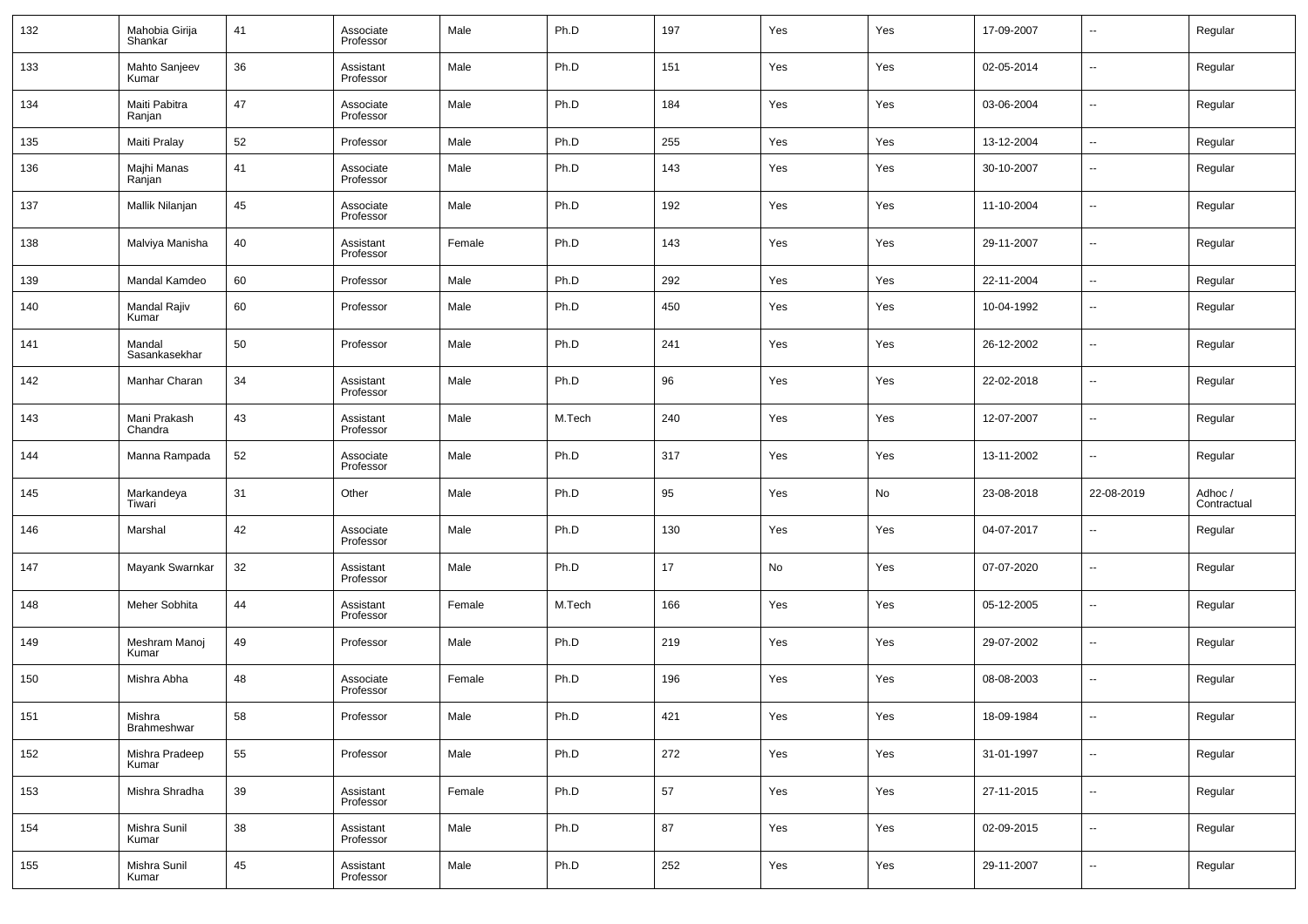| 132 | Mahobia Girija Shankar | 41 | Associate Professor | Male | Ph.D | 197 | Yes | Yes | 17-09-2007 | -- | Regular |
|---|---|---|---|---|---|---|---|---|---|---|---|
| 133 | Mahto Sanjeev Kumar | 36 | Assistant Professor | Male | Ph.D | 151 | Yes | Yes | 02-05-2014 | -- | Regular |
| 134 | Maiti Pabitra Ranjan | 47 | Associate Professor | Male | Ph.D | 184 | Yes | Yes | 03-06-2004 | -- | Regular |
| 135 | Maiti Pralay | 52 | Professor | Male | Ph.D | 255 | Yes | Yes | 13-12-2004 | -- | Regular |
| 136 | Majhi Manas Ranjan | 41 | Associate Professor | Male | Ph.D | 143 | Yes | Yes | 30-10-2007 | -- | Regular |
| 137 | Mallik Nilanjan | 45 | Associate Professor | Male | Ph.D | 192 | Yes | Yes | 11-10-2004 | -- | Regular |
| 138 | Malviya Manisha | 40 | Assistant Professor | Female | Ph.D | 143 | Yes | Yes | 29-11-2007 | -- | Regular |
| 139 | Mandal Kamdeo | 60 | Professor | Male | Ph.D | 292 | Yes | Yes | 22-11-2004 | -- | Regular |
| 140 | Mandal Rajiv Kumar | 60 | Professor | Male | Ph.D | 450 | Yes | Yes | 10-04-1992 | -- | Regular |
| 141 | Mandal Sasankasekhar | 50 | Professor | Male | Ph.D | 241 | Yes | Yes | 26-12-2002 | -- | Regular |
| 142 | Manhar Charan | 34 | Assistant Professor | Male | Ph.D | 96 | Yes | Yes | 22-02-2018 | -- | Regular |
| 143 | Mani Prakash Chandra | 43 | Assistant Professor | Male | M.Tech | 240 | Yes | Yes | 12-07-2007 | -- | Regular |
| 144 | Manna Rampada | 52 | Associate Professor | Male | Ph.D | 317 | Yes | Yes | 13-11-2002 | -- | Regular |
| 145 | Markandeya Tiwari | 31 | Other | Male | Ph.D | 95 | Yes | No | 23-08-2018 | 22-08-2019 | Adhoc / Contractual |
| 146 | Marshal | 42 | Associate Professor | Male | Ph.D | 130 | Yes | Yes | 04-07-2017 | -- | Regular |
| 147 | Mayank Swarnkar | 32 | Assistant Professor | Male | Ph.D | 17 | No | Yes | 07-07-2020 | -- | Regular |
| 148 | Meher Sobhita | 44 | Assistant Professor | Female | M.Tech | 166 | Yes | Yes | 05-12-2005 | -- | Regular |
| 149 | Meshram Manoj Kumar | 49 | Professor | Male | Ph.D | 219 | Yes | Yes | 29-07-2002 | -- | Regular |
| 150 | Mishra Abha | 48 | Associate Professor | Female | Ph.D | 196 | Yes | Yes | 08-08-2003 | -- | Regular |
| 151 | Mishra Brahmeshwar | 58 | Professor | Male | Ph.D | 421 | Yes | Yes | 18-09-1984 | -- | Regular |
| 152 | Mishra Pradeep Kumar | 55 | Professor | Male | Ph.D | 272 | Yes | Yes | 31-01-1997 | -- | Regular |
| 153 | Mishra Shradha | 39 | Assistant Professor | Female | Ph.D | 57 | Yes | Yes | 27-11-2015 | -- | Regular |
| 154 | Mishra Sunil Kumar | 38 | Assistant Professor | Male | Ph.D | 87 | Yes | Yes | 02-09-2015 | -- | Regular |
| 155 | Mishra Sunil Kumar | 45 | Assistant Professor | Male | Ph.D | 252 | Yes | Yes | 29-11-2007 | -- | Regular |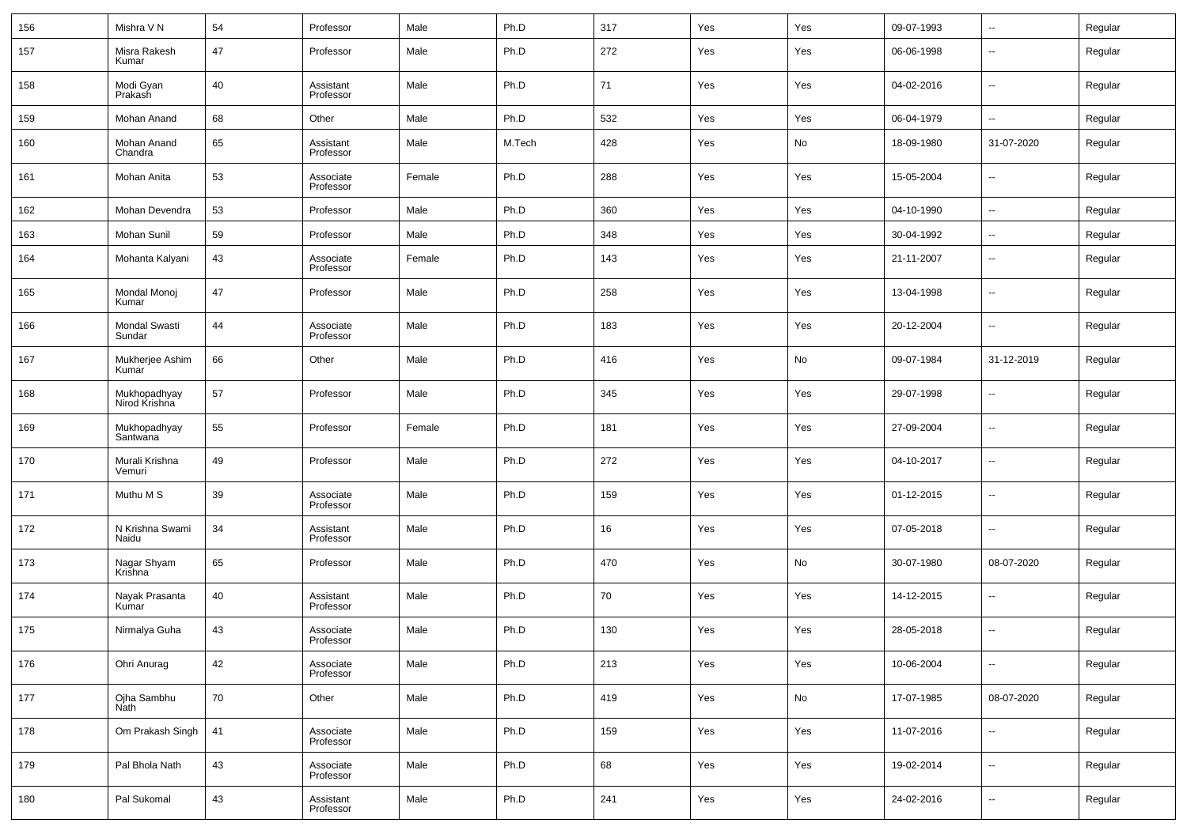| 156 | Mishra V N | 54 | Professor | Male | Ph.D | 317 | Yes | Yes | 09-07-1993 | -- | Regular |
|---|---|---|---|---|---|---|---|---|---|---|---|
| 157 | Misra Rakesh Kumar | 47 | Professor | Male | Ph.D | 272 | Yes | Yes | 06-06-1998 | -- | Regular |
| 158 | Modi Gyan Prakash | 40 | Assistant Professor | Male | Ph.D | 71 | Yes | Yes | 04-02-2016 | -- | Regular |
| 159 | Mohan Anand | 68 | Other | Male | Ph.D | 532 | Yes | Yes | 06-04-1979 | -- | Regular |
| 160 | Mohan Anand Chandra | 65 | Assistant Professor | Male | M.Tech | 428 | Yes | No | 18-09-1980 | 31-07-2020 | Regular |
| 161 | Mohan Anita | 53 | Associate Professor | Female | Ph.D | 288 | Yes | Yes | 15-05-2004 | -- | Regular |
| 162 | Mohan Devendra | 53 | Professor | Male | Ph.D | 360 | Yes | Yes | 04-10-1990 | -- | Regular |
| 163 | Mohan Sunil | 59 | Professor | Male | Ph.D | 348 | Yes | Yes | 30-04-1992 | -- | Regular |
| 164 | Mohanta Kalyani | 43 | Associate Professor | Female | Ph.D | 143 | Yes | Yes | 21-11-2007 | -- | Regular |
| 165 | Mondal Monoj Kumar | 47 | Professor | Male | Ph.D | 258 | Yes | Yes | 13-04-1998 | -- | Regular |
| 166 | Mondal Swasti Sundar | 44 | Associate Professor | Male | Ph.D | 183 | Yes | Yes | 20-12-2004 | -- | Regular |
| 167 | Mukherjee Ashim Kumar | 66 | Other | Male | Ph.D | 416 | Yes | No | 09-07-1984 | 31-12-2019 | Regular |
| 168 | Mukhopadhyay Nirod Krishna | 57 | Professor | Male | Ph.D | 345 | Yes | Yes | 29-07-1998 | -- | Regular |
| 169 | Mukhopadhyay Santwana | 55 | Professor | Female | Ph.D | 181 | Yes | Yes | 27-09-2004 | -- | Regular |
| 170 | Murali Krishna Vemuri | 49 | Professor | Male | Ph.D | 272 | Yes | Yes | 04-10-2017 | -- | Regular |
| 171 | Muthu M S | 39 | Associate Professor | Male | Ph.D | 159 | Yes | Yes | 01-12-2015 | -- | Regular |
| 172 | N Krishna Swami Naidu | 34 | Assistant Professor | Male | Ph.D | 16 | Yes | Yes | 07-05-2018 | -- | Regular |
| 173 | Nagar Shyam Krishna | 65 | Professor | Male | Ph.D | 470 | Yes | No | 30-07-1980 | 08-07-2020 | Regular |
| 174 | Nayak Prasanta Kumar | 40 | Assistant Professor | Male | Ph.D | 70 | Yes | Yes | 14-12-2015 | -- | Regular |
| 175 | Nirmalya Guha | 43 | Associate Professor | Male | Ph.D | 130 | Yes | Yes | 28-05-2018 | -- | Regular |
| 176 | Ohri Anurag | 42 | Associate Professor | Male | Ph.D | 213 | Yes | Yes | 10-06-2004 | -- | Regular |
| 177 | Ojha Sambhu Nath | 70 | Other | Male | Ph.D | 419 | Yes | No | 17-07-1985 | 08-07-2020 | Regular |
| 178 | Om Prakash Singh | 41 | Associate Professor | Male | Ph.D | 159 | Yes | Yes | 11-07-2016 | -- | Regular |
| 179 | Pal Bhola Nath | 43 | Associate Professor | Male | Ph.D | 68 | Yes | Yes | 19-02-2014 | -- | Regular |
| 180 | Pal Sukomal | 43 | Assistant Professor | Male | Ph.D | 241 | Yes | Yes | 24-02-2016 | -- | Regular |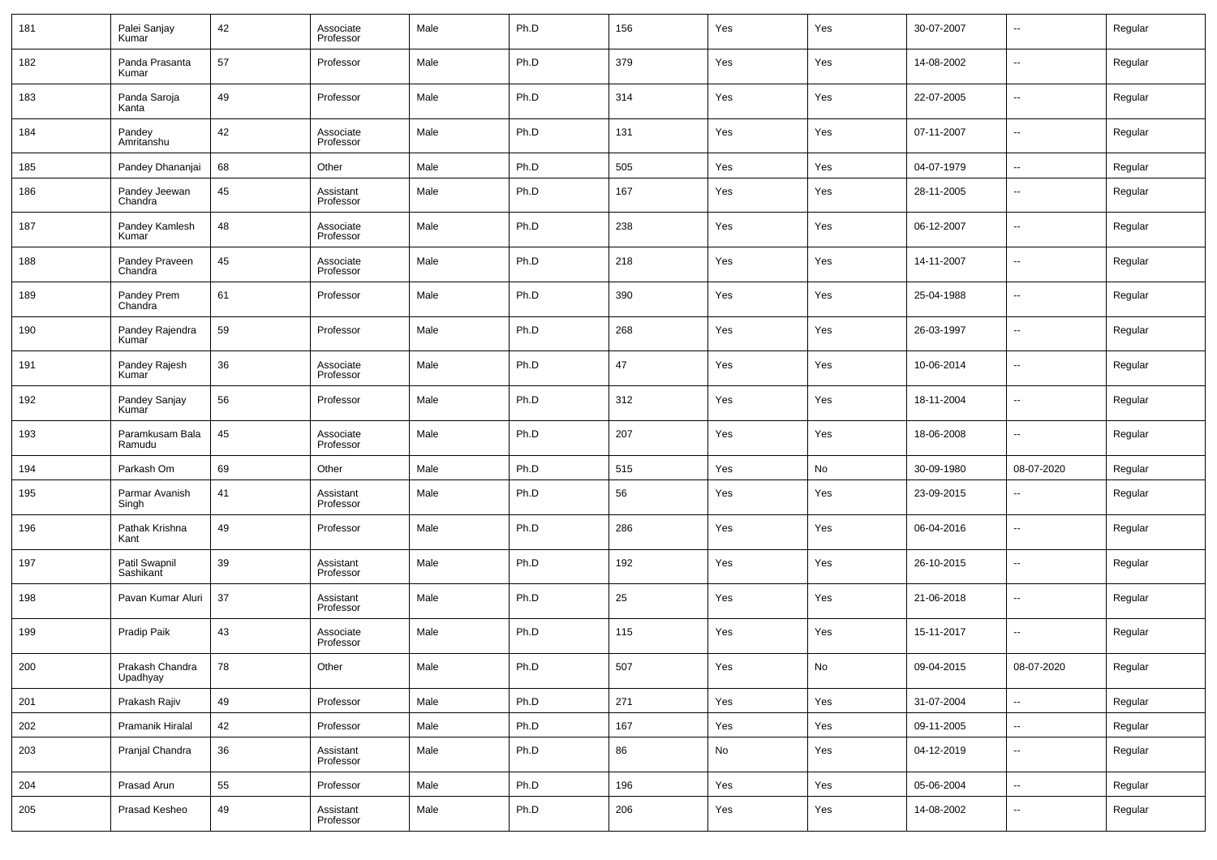| 181 | Palei Sanjay Kumar | 42 | Associate Professor | Male | Ph.D | 156 | Yes | Yes | 30-07-2007 | -- | Regular |
|---|---|---|---|---|---|---|---|---|---|---|---|
| 182 | Panda Prasanta Kumar | 57 | Professor | Male | Ph.D | 379 | Yes | Yes | 14-08-2002 | -- | Regular |
| 183 | Panda Saroja Kanta | 49 | Professor | Male | Ph.D | 314 | Yes | Yes | 22-07-2005 | -- | Regular |
| 184 | Pandey Amritanshu | 42 | Associate Professor | Male | Ph.D | 131 | Yes | Yes | 07-11-2007 | -- | Regular |
| 185 | Pandey Dhananjai | 68 | Other | Male | Ph.D | 505 | Yes | Yes | 04-07-1979 | -- | Regular |
| 186 | Pandey Jeewan Chandra | 45 | Assistant Professor | Male | Ph.D | 167 | Yes | Yes | 28-11-2005 | -- | Regular |
| 187 | Pandey Kamlesh Kumar | 48 | Associate Professor | Male | Ph.D | 238 | Yes | Yes | 06-12-2007 | -- | Regular |
| 188 | Pandey Praveen Chandra | 45 | Associate Professor | Male | Ph.D | 218 | Yes | Yes | 14-11-2007 | -- | Regular |
| 189 | Pandey Prem Chandra | 61 | Professor | Male | Ph.D | 390 | Yes | Yes | 25-04-1988 | -- | Regular |
| 190 | Pandey Rajendra Kumar | 59 | Professor | Male | Ph.D | 268 | Yes | Yes | 26-03-1997 | -- | Regular |
| 191 | Pandey Rajesh Kumar | 36 | Associate Professor | Male | Ph.D | 47 | Yes | Yes | 10-06-2014 | -- | Regular |
| 192 | Pandey Sanjay Kumar | 56 | Professor | Male | Ph.D | 312 | Yes | Yes | 18-11-2004 | -- | Regular |
| 193 | Paramkusam Bala Ramudu | 45 | Associate Professor | Male | Ph.D | 207 | Yes | Yes | 18-06-2008 | -- | Regular |
| 194 | Parkash Om | 69 | Other | Male | Ph.D | 515 | Yes | No | 30-09-1980 | 08-07-2020 | Regular |
| 195 | Parmar Avanish Singh | 41 | Assistant Professor | Male | Ph.D | 56 | Yes | Yes | 23-09-2015 | -- | Regular |
| 196 | Pathak Krishna Kant | 49 | Professor | Male | Ph.D | 286 | Yes | Yes | 06-04-2016 | -- | Regular |
| 197 | Patil Swapnil Sashikant | 39 | Assistant Professor | Male | Ph.D | 192 | Yes | Yes | 26-10-2015 | -- | Regular |
| 198 | Pavan Kumar Aluri | 37 | Assistant Professor | Male | Ph.D | 25 | Yes | Yes | 21-06-2018 | -- | Regular |
| 199 | Pradip Paik | 43 | Associate Professor | Male | Ph.D | 115 | Yes | Yes | 15-11-2017 | -- | Regular |
| 200 | Prakash Chandra Upadhyay | 78 | Other | Male | Ph.D | 507 | Yes | No | 09-04-2015 | 08-07-2020 | Regular |
| 201 | Prakash Rajiv | 49 | Professor | Male | Ph.D | 271 | Yes | Yes | 31-07-2004 | -- | Regular |
| 202 | Pramanik Hiralal | 42 | Professor | Male | Ph.D | 167 | Yes | Yes | 09-11-2005 | -- | Regular |
| 203 | Pranjal Chandra | 36 | Assistant Professor | Male | Ph.D | 86 | No | Yes | 04-12-2019 | -- | Regular |
| 204 | Prasad Arun | 55 | Professor | Male | Ph.D | 196 | Yes | Yes | 05-06-2004 | -- | Regular |
| 205 | Prasad Kesheo | 49 | Assistant Professor | Male | Ph.D | 206 | Yes | Yes | 14-08-2002 | -- | Regular |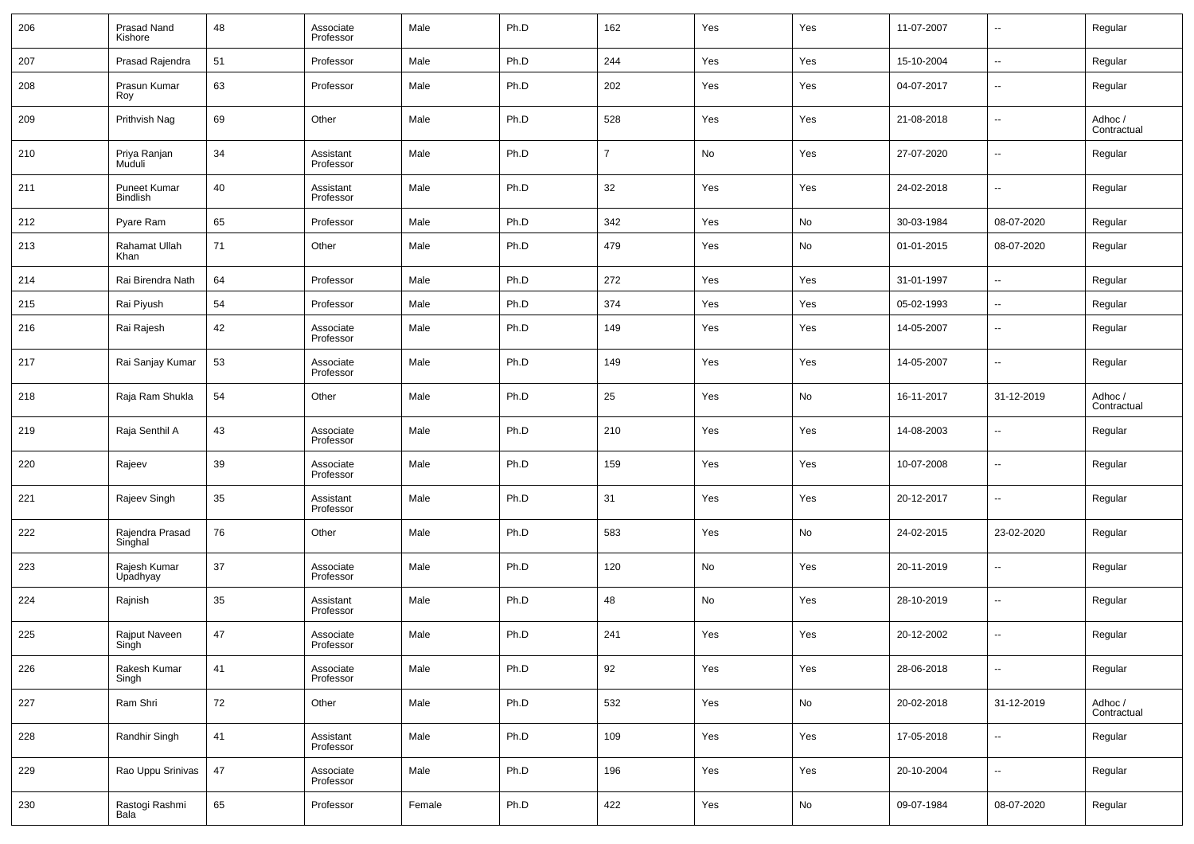| 206 | Prasad Nand Kishore | 48 | Associate Professor | Male | Ph.D | 162 | Yes | Yes | 11-07-2007 | -- | Regular |
|---|---|---|---|---|---|---|---|---|---|---|---|
| 207 | Prasad Rajendra | 51 | Professor | Male | Ph.D | 244 | Yes | Yes | 15-10-2004 | -- | Regular |
| 208 | Prasun Kumar Roy | 63 | Professor | Male | Ph.D | 202 | Yes | Yes | 04-07-2017 | -- | Regular |
| 209 | Prithvish Nag | 69 | Other | Male | Ph.D | 528 | Yes | Yes | 21-08-2018 | -- | Adhoc / Contractual |
| 210 | Priya Ranjan Muduli | 34 | Assistant Professor | Male | Ph.D | 7 | No | Yes | 27-07-2020 | -- | Regular |
| 211 | Puneet Kumar Bindlish | 40 | Assistant Professor | Male | Ph.D | 32 | Yes | Yes | 24-02-2018 | -- | Regular |
| 212 | Pyare Ram | 65 | Professor | Male | Ph.D | 342 | Yes | No | 30-03-1984 | 08-07-2020 | Regular |
| 213 | Rahamat Ullah Khan | 71 | Other | Male | Ph.D | 479 | Yes | No | 01-01-2015 | 08-07-2020 | Regular |
| 214 | Rai Birendra Nath | 64 | Professor | Male | Ph.D | 272 | Yes | Yes | 31-01-1997 | -- | Regular |
| 215 | Rai Piyush | 54 | Professor | Male | Ph.D | 374 | Yes | Yes | 05-02-1993 | -- | Regular |
| 216 | Rai Rajesh | 42 | Associate Professor | Male | Ph.D | 149 | Yes | Yes | 14-05-2007 | -- | Regular |
| 217 | Rai Sanjay Kumar | 53 | Associate Professor | Male | Ph.D | 149 | Yes | Yes | 14-05-2007 | -- | Regular |
| 218 | Raja Ram Shukla | 54 | Other | Male | Ph.D | 25 | Yes | No | 16-11-2017 | 31-12-2019 | Adhoc / Contractual |
| 219 | Raja Senthil A | 43 | Associate Professor | Male | Ph.D | 210 | Yes | Yes | 14-08-2003 | -- | Regular |
| 220 | Rajeev | 39 | Associate Professor | Male | Ph.D | 159 | Yes | Yes | 10-07-2008 | -- | Regular |
| 221 | Rajeev Singh | 35 | Assistant Professor | Male | Ph.D | 31 | Yes | Yes | 20-12-2017 | -- | Regular |
| 222 | Rajendra Prasad Singhal | 76 | Other | Male | Ph.D | 583 | Yes | No | 24-02-2015 | 23-02-2020 | Regular |
| 223 | Rajesh Kumar Upadhyay | 37 | Associate Professor | Male | Ph.D | 120 | No | Yes | 20-11-2019 | -- | Regular |
| 224 | Rajnish | 35 | Assistant Professor | Male | Ph.D | 48 | No | Yes | 28-10-2019 | -- | Regular |
| 225 | Rajput Naveen Singh | 47 | Associate Professor | Male | Ph.D | 241 | Yes | Yes | 20-12-2002 | -- | Regular |
| 226 | Rakesh Kumar Singh | 41 | Associate Professor | Male | Ph.D | 92 | Yes | Yes | 28-06-2018 | -- | Regular |
| 227 | Ram Shri | 72 | Other | Male | Ph.D | 532 | Yes | No | 20-02-2018 | 31-12-2019 | Adhoc / Contractual |
| 228 | Randhir Singh | 41 | Assistant Professor | Male | Ph.D | 109 | Yes | Yes | 17-05-2018 | -- | Regular |
| 229 | Rao Uppu Srinivas | 47 | Associate Professor | Male | Ph.D | 196 | Yes | Yes | 20-10-2004 | -- | Regular |
| 230 | Rastogi Rashmi Bala | 65 | Professor | Female | Ph.D | 422 | Yes | No | 09-07-1984 | 08-07-2020 | Regular |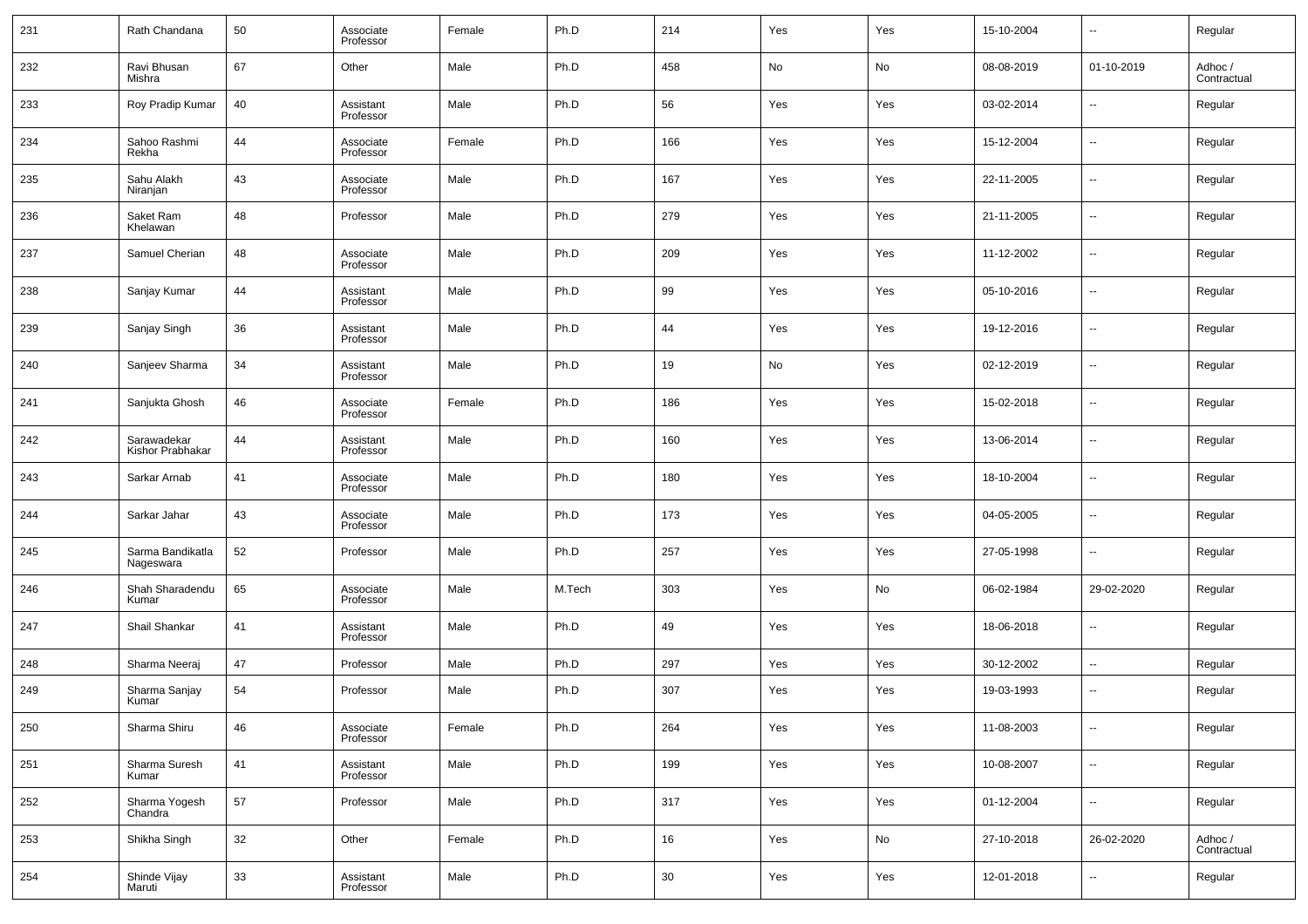| 231 | Rath Chandana | 50 | Associate Professor | Female | Ph.D | 214 | Yes | Yes | 15-10-2004 | -- | Regular |
|---|---|---|---|---|---|---|---|---|---|---|---|
| 232 | Ravi Bhusan Mishra | 67 | Other | Male | Ph.D | 458 | No | No | 08-08-2019 | 01-10-2019 | Adhoc / Contractual |
| 233 | Roy Pradip Kumar | 40 | Assistant Professor | Male | Ph.D | 56 | Yes | Yes | 03-02-2014 | -- | Regular |
| 234 | Sahoo Rashmi Rekha | 44 | Associate Professor | Female | Ph.D | 166 | Yes | Yes | 15-12-2004 | -- | Regular |
| 235 | Sahu Alakh Niranjan | 43 | Associate Professor | Male | Ph.D | 167 | Yes | Yes | 22-11-2005 | -- | Regular |
| 236 | Saket Ram Khelawan | 48 | Professor | Male | Ph.D | 279 | Yes | Yes | 21-11-2005 | -- | Regular |
| 237 | Samuel Cherian | 48 | Associate Professor | Male | Ph.D | 209 | Yes | Yes | 11-12-2002 | -- | Regular |
| 238 | Sanjay Kumar | 44 | Assistant Professor | Male | Ph.D | 99 | Yes | Yes | 05-10-2016 | -- | Regular |
| 239 | Sanjay Singh | 36 | Assistant Professor | Male | Ph.D | 44 | Yes | Yes | 19-12-2016 | -- | Regular |
| 240 | Sanjeev Sharma | 34 | Assistant Professor | Male | Ph.D | 19 | No | Yes | 02-12-2019 | -- | Regular |
| 241 | Sanjukta Ghosh | 46 | Associate Professor | Female | Ph.D | 186 | Yes | Yes | 15-02-2018 | -- | Regular |
| 242 | Sarawadekar Kishor Prabhakar | 44 | Assistant Professor | Male | Ph.D | 160 | Yes | Yes | 13-06-2014 | -- | Regular |
| 243 | Sarkar Arnab | 41 | Associate Professor | Male | Ph.D | 180 | Yes | Yes | 18-10-2004 | -- | Regular |
| 244 | Sarkar Jahar | 43 | Associate Professor | Male | Ph.D | 173 | Yes | Yes | 04-05-2005 | -- | Regular |
| 245 | Sarma Bandikatla Nageswara | 52 | Professor | Male | Ph.D | 257 | Yes | Yes | 27-05-1998 | -- | Regular |
| 246 | Shah Sharadendu Kumar | 65 | Associate Professor | Male | M.Tech | 303 | Yes | No | 06-02-1984 | 29-02-2020 | Regular |
| 247 | Shail Shankar | 41 | Assistant Professor | Male | Ph.D | 49 | Yes | Yes | 18-06-2018 | -- | Regular |
| 248 | Sharma Neeraj | 47 | Professor | Male | Ph.D | 297 | Yes | Yes | 30-12-2002 | -- | Regular |
| 249 | Sharma Sanjay Kumar | 54 | Professor | Male | Ph.D | 307 | Yes | Yes | 19-03-1993 | -- | Regular |
| 250 | Sharma Shiru | 46 | Associate Professor | Female | Ph.D | 264 | Yes | Yes | 11-08-2003 | -- | Regular |
| 251 | Sharma Suresh Kumar | 41 | Assistant Professor | Male | Ph.D | 199 | Yes | Yes | 10-08-2007 | -- | Regular |
| 252 | Sharma Yogesh Chandra | 57 | Professor | Male | Ph.D | 317 | Yes | Yes | 01-12-2004 | -- | Regular |
| 253 | Shikha Singh | 32 | Other | Female | Ph.D | 16 | Yes | No | 27-10-2018 | 26-02-2020 | Adhoc / Contractual |
| 254 | Shinde Vijay Maruti | 33 | Assistant Professor | Male | Ph.D | 30 | Yes | Yes | 12-01-2018 | -- | Regular |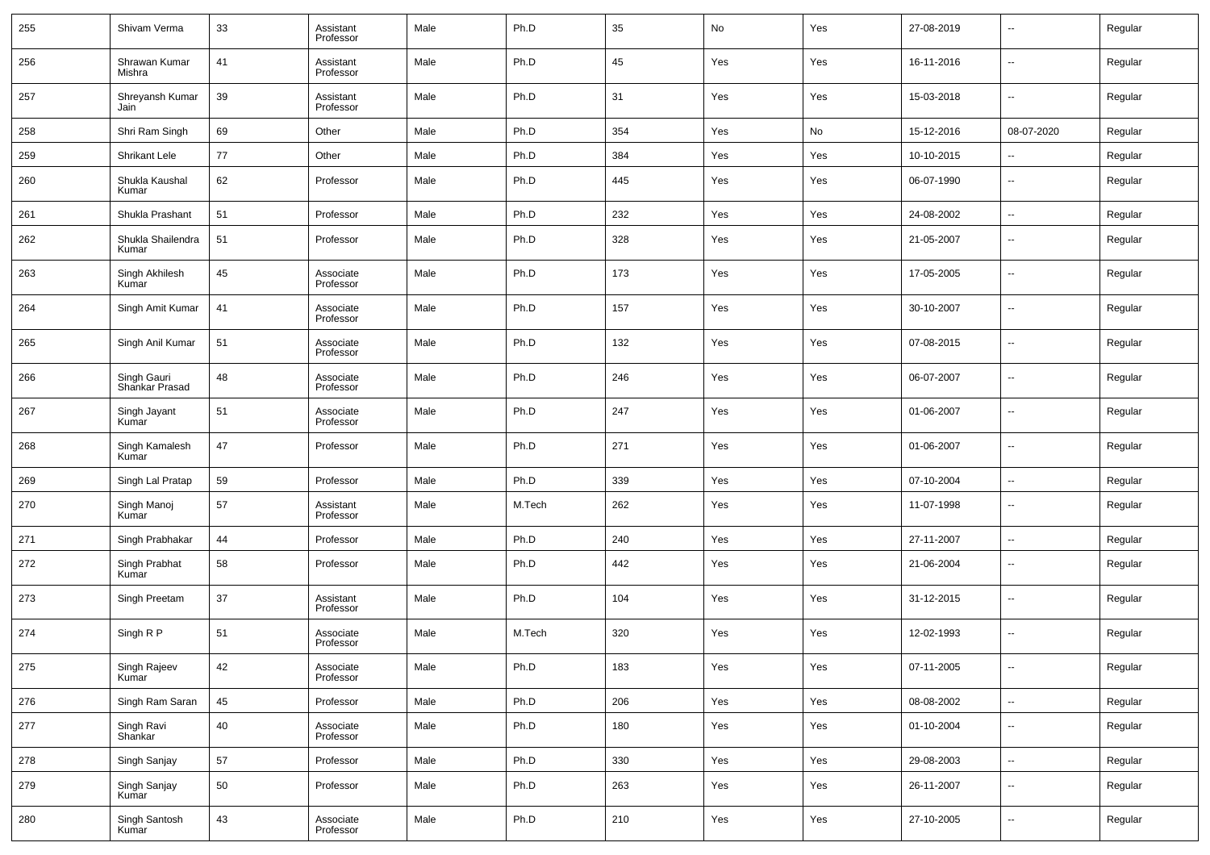| 255 | Shivam Verma | 33 | Assistant Professor | Male | Ph.D | 35 | No | Yes | 27-08-2019 | -- | Regular |
|---|---|---|---|---|---|---|---|---|---|---|---|
| 256 | Shrawan Kumar Mishra | 41 | Assistant Professor | Male | Ph.D | 45 | Yes | Yes | 16-11-2016 | -- | Regular |
| 257 | Shreyansh Kumar Jain | 39 | Assistant Professor | Male | Ph.D | 31 | Yes | Yes | 15-03-2018 | -- | Regular |
| 258 | Shri Ram Singh | 69 | Other | Male | Ph.D | 354 | Yes | No | 15-12-2016 | 08-07-2020 | Regular |
| 259 | Shrikant Lele | 77 | Other | Male | Ph.D | 384 | Yes | Yes | 10-10-2015 | -- | Regular |
| 260 | Shukla Kaushal Kumar | 62 | Professor | Male | Ph.D | 445 | Yes | Yes | 06-07-1990 | -- | Regular |
| 261 | Shukla Prashant | 51 | Professor | Male | Ph.D | 232 | Yes | Yes | 24-08-2002 | -- | Regular |
| 262 | Shukla Shailendra Kumar | 51 | Professor | Male | Ph.D | 328 | Yes | Yes | 21-05-2007 | -- | Regular |
| 263 | Singh Akhilesh Kumar | 45 | Associate Professor | Male | Ph.D | 173 | Yes | Yes | 17-05-2005 | -- | Regular |
| 264 | Singh Amit Kumar | 41 | Associate Professor | Male | Ph.D | 157 | Yes | Yes | 30-10-2007 | -- | Regular |
| 265 | Singh Anil Kumar | 51 | Associate Professor | Male | Ph.D | 132 | Yes | Yes | 07-08-2015 | -- | Regular |
| 266 | Singh Gauri Shankar Prasad | 48 | Associate Professor | Male | Ph.D | 246 | Yes | Yes | 06-07-2007 | -- | Regular |
| 267 | Singh Jayant Kumar | 51 | Associate Professor | Male | Ph.D | 247 | Yes | Yes | 01-06-2007 | -- | Regular |
| 268 | Singh Kamalesh Kumar | 47 | Professor | Male | Ph.D | 271 | Yes | Yes | 01-06-2007 | -- | Regular |
| 269 | Singh Lal Pratap | 59 | Professor | Male | Ph.D | 339 | Yes | Yes | 07-10-2004 | -- | Regular |
| 270 | Singh Manoj Kumar | 57 | Assistant Professor | Male | M.Tech | 262 | Yes | Yes | 11-07-1998 | -- | Regular |
| 271 | Singh Prabhakar | 44 | Professor | Male | Ph.D | 240 | Yes | Yes | 27-11-2007 | -- | Regular |
| 272 | Singh Prabhat Kumar | 58 | Professor | Male | Ph.D | 442 | Yes | Yes | 21-06-2004 | -- | Regular |
| 273 | Singh Preetam | 37 | Assistant Professor | Male | Ph.D | 104 | Yes | Yes | 31-12-2015 | -- | Regular |
| 274 | Singh R P | 51 | Associate Professor | Male | M.Tech | 320 | Yes | Yes | 12-02-1993 | -- | Regular |
| 275 | Singh Rajeev Kumar | 42 | Associate Professor | Male | Ph.D | 183 | Yes | Yes | 07-11-2005 | -- | Regular |
| 276 | Singh Ram Saran | 45 | Professor | Male | Ph.D | 206 | Yes | Yes | 08-08-2002 | -- | Regular |
| 277 | Singh Ravi Shankar | 40 | Associate Professor | Male | Ph.D | 180 | Yes | Yes | 01-10-2004 | -- | Regular |
| 278 | Singh Sanjay | 57 | Professor | Male | Ph.D | 330 | Yes | Yes | 29-08-2003 | -- | Regular |
| 279 | Singh Sanjay Kumar | 50 | Professor | Male | Ph.D | 263 | Yes | Yes | 26-11-2007 | -- | Regular |
| 280 | Singh Santosh Kumar | 43 | Associate Professor | Male | Ph.D | 210 | Yes | Yes | 27-10-2005 | -- | Regular |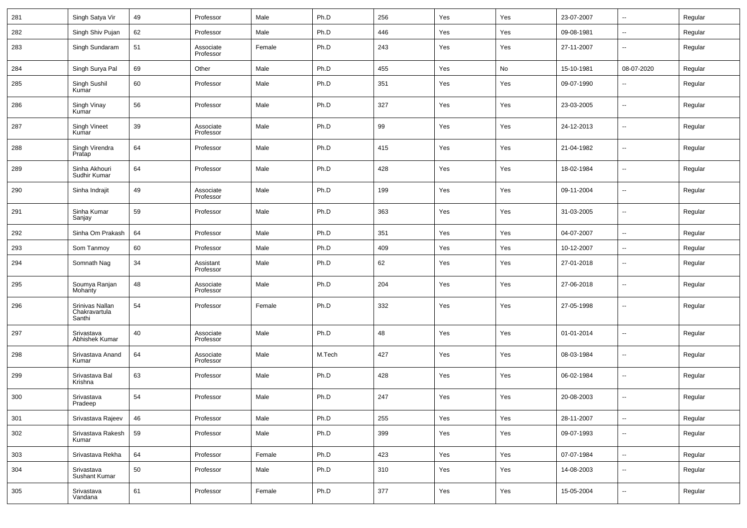| 281 | Singh Satya Vir | 49 | Professor | Male | Ph.D | 256 | Yes | Yes | 23-07-2007 | -- | Regular |
|---|---|---|---|---|---|---|---|---|---|---|---|
| 282 | Singh Shiv Pujan | 62 | Professor | Male | Ph.D | 446 | Yes | Yes | 09-08-1981 | -- | Regular |
| 283 | Singh Sundaram | 51 | Associate Professor | Female | Ph.D | 243 | Yes | Yes | 27-11-2007 | -- | Regular |
| 284 | Singh Surya Pal | 69 | Other | Male | Ph.D | 455 | Yes | No | 15-10-1981 | 08-07-2020 | Regular |
| 285 | Singh Sushil Kumar | 60 | Professor | Male | Ph.D | 351 | Yes | Yes | 09-07-1990 | -- | Regular |
| 286 | Singh Vinay Kumar | 56 | Professor | Male | Ph.D | 327 | Yes | Yes | 23-03-2005 | -- | Regular |
| 287 | Singh Vineet Kumar | 39 | Associate Professor | Male | Ph.D | 99 | Yes | Yes | 24-12-2013 | -- | Regular |
| 288 | Singh Virendra Pratap | 64 | Professor | Male | Ph.D | 415 | Yes | Yes | 21-04-1982 | -- | Regular |
| 289 | Sinha Akhouri Sudhir Kumar | 64 | Professor | Male | Ph.D | 428 | Yes | Yes | 18-02-1984 | -- | Regular |
| 290 | Sinha Indrajit | 49 | Associate Professor | Male | Ph.D | 199 | Yes | Yes | 09-11-2004 | -- | Regular |
| 291 | Sinha Kumar Sanjay | 59 | Professor | Male | Ph.D | 363 | Yes | Yes | 31-03-2005 | -- | Regular |
| 292 | Sinha Om Prakash | 64 | Professor | Male | Ph.D | 351 | Yes | Yes | 04-07-2007 | -- | Regular |
| 293 | Som Tanmoy | 60 | Professor | Male | Ph.D | 409 | Yes | Yes | 10-12-2007 | -- | Regular |
| 294 | Somnath Nag | 34 | Assistant Professor | Male | Ph.D | 62 | Yes | Yes | 27-01-2018 | -- | Regular |
| 295 | Soumya Ranjan Mohanty | 48 | Associate Professor | Male | Ph.D | 204 | Yes | Yes | 27-06-2018 | -- | Regular |
| 296 | Srinivas Nallan Chakravartula Santhi | 54 | Professor | Female | Ph.D | 332 | Yes | Yes | 27-05-1998 | -- | Regular |
| 297 | Srivastava Abhishek Kumar | 40 | Associate Professor | Male | Ph.D | 48 | Yes | Yes | 01-01-2014 | -- | Regular |
| 298 | Srivastava Anand Kumar | 64 | Associate Professor | Male | M.Tech | 427 | Yes | Yes | 08-03-1984 | -- | Regular |
| 299 | Srivastava Bal Krishna | 63 | Professor | Male | Ph.D | 428 | Yes | Yes | 06-02-1984 | -- | Regular |
| 300 | Srivastava Pradeep | 54 | Professor | Male | Ph.D | 247 | Yes | Yes | 20-08-2003 | -- | Regular |
| 301 | Srivastava Rajeev | 46 | Professor | Male | Ph.D | 255 | Yes | Yes | 28-11-2007 | -- | Regular |
| 302 | Srivastava Rakesh Kumar | 59 | Professor | Male | Ph.D | 399 | Yes | Yes | 09-07-1993 | -- | Regular |
| 303 | Srivastava Rekha | 64 | Professor | Female | Ph.D | 423 | Yes | Yes | 07-07-1984 | -- | Regular |
| 304 | Srivastava Sushant Kumar | 50 | Professor | Male | Ph.D | 310 | Yes | Yes | 14-08-2003 | -- | Regular |
| 305 | Srivastava Vandana | 61 | Professor | Female | Ph.D | 377 | Yes | Yes | 15-05-2004 | -- | Regular |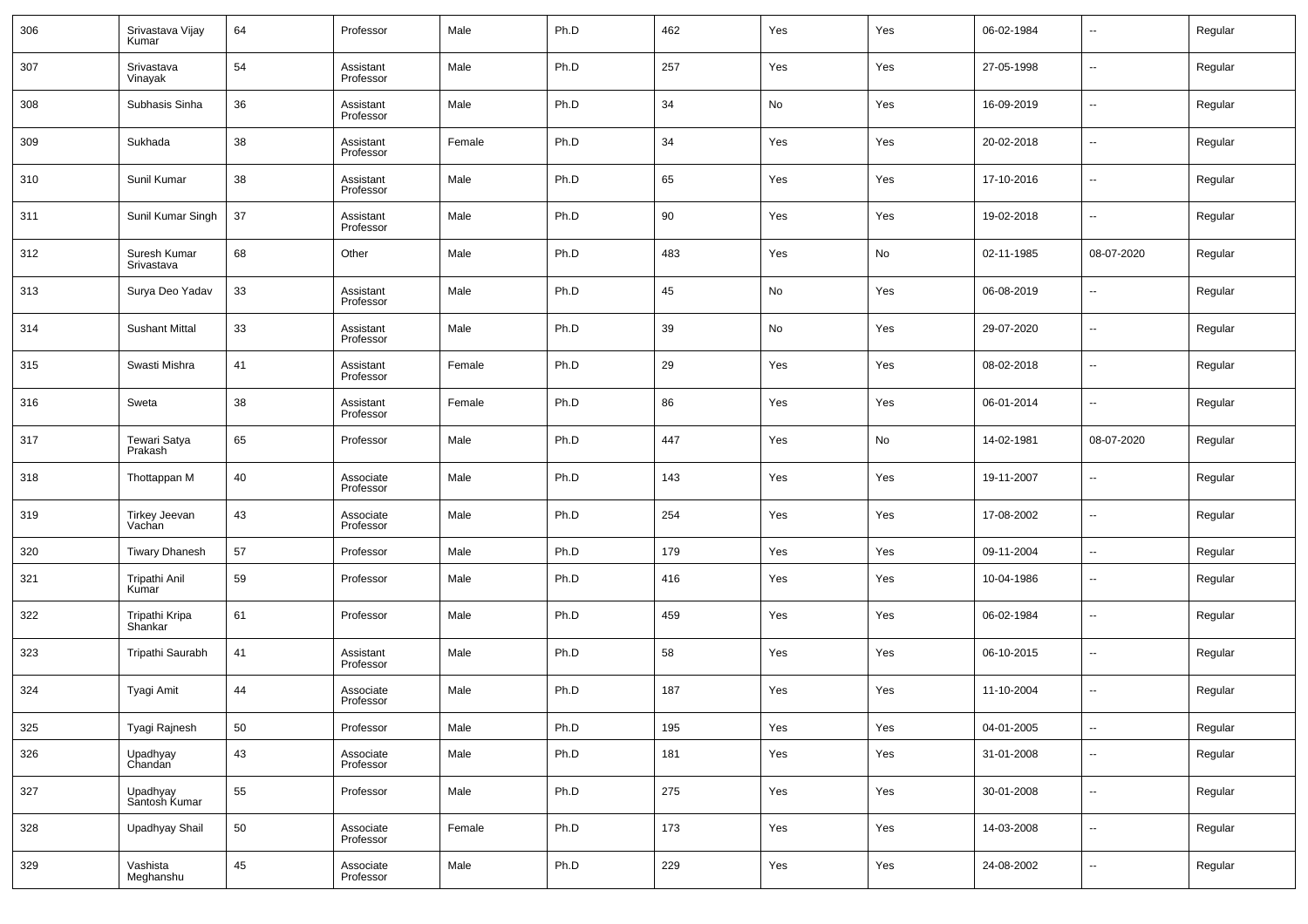| 306 | Srivastava Vijay Kumar | 64 | Professor | Male | Ph.D | 462 | Yes | Yes | 06-02-1984 | -- | Regular |
|---|---|---|---|---|---|---|---|---|---|---|---|
| 307 | Srivastava Vinayak | 54 | Assistant Professor | Male | Ph.D | 257 | Yes | Yes | 27-05-1998 | -- | Regular |
| 308 | Subhasis Sinha | 36 | Assistant Professor | Male | Ph.D | 34 | No | Yes | 16-09-2019 | -- | Regular |
| 309 | Sukhada | 38 | Assistant Professor | Female | Ph.D | 34 | Yes | Yes | 20-02-2018 | -- | Regular |
| 310 | Sunil Kumar | 38 | Assistant Professor | Male | Ph.D | 65 | Yes | Yes | 17-10-2016 | -- | Regular |
| 311 | Sunil Kumar Singh | 37 | Assistant Professor | Male | Ph.D | 90 | Yes | Yes | 19-02-2018 | -- | Regular |
| 312 | Suresh Kumar Srivastava | 68 | Other | Male | Ph.D | 483 | Yes | No | 02-11-1985 | 08-07-2020 | Regular |
| 313 | Surya Deo Yadav | 33 | Assistant Professor | Male | Ph.D | 45 | No | Yes | 06-08-2019 | -- | Regular |
| 314 | Sushant Mittal | 33 | Assistant Professor | Male | Ph.D | 39 | No | Yes | 29-07-2020 | -- | Regular |
| 315 | Swasti Mishra | 41 | Assistant Professor | Female | Ph.D | 29 | Yes | Yes | 08-02-2018 | -- | Regular |
| 316 | Sweta | 38 | Assistant Professor | Female | Ph.D | 86 | Yes | Yes | 06-01-2014 | -- | Regular |
| 317 | Tewari Satya Prakash | 65 | Professor | Male | Ph.D | 447 | Yes | No | 14-02-1981 | 08-07-2020 | Regular |
| 318 | Thottappan M | 40 | Associate Professor | Male | Ph.D | 143 | Yes | Yes | 19-11-2007 | -- | Regular |
| 319 | Tirkey Jeevan Vachan | 43 | Associate Professor | Male | Ph.D | 254 | Yes | Yes | 17-08-2002 | -- | Regular |
| 320 | Tiwary Dhanesh | 57 | Professor | Male | Ph.D | 179 | Yes | Yes | 09-11-2004 | -- | Regular |
| 321 | Tripathi Anil Kumar | 59 | Professor | Male | Ph.D | 416 | Yes | Yes | 10-04-1986 | -- | Regular |
| 322 | Tripathi Kripa Shankar | 61 | Professor | Male | Ph.D | 459 | Yes | Yes | 06-02-1984 | -- | Regular |
| 323 | Tripathi Saurabh | 41 | Assistant Professor | Male | Ph.D | 58 | Yes | Yes | 06-10-2015 | -- | Regular |
| 324 | Tyagi Amit | 44 | Associate Professor | Male | Ph.D | 187 | Yes | Yes | 11-10-2004 | -- | Regular |
| 325 | Tyagi Rajnesh | 50 | Professor | Male | Ph.D | 195 | Yes | Yes | 04-01-2005 | -- | Regular |
| 326 | Upadhyay Chandan | 43 | Associate Professor | Male | Ph.D | 181 | Yes | Yes | 31-01-2008 | -- | Regular |
| 327 | Upadhyay Santosh Kumar | 55 | Professor | Male | Ph.D | 275 | Yes | Yes | 30-01-2008 | -- | Regular |
| 328 | Upadhyay Shail | 50 | Associate Professor | Female | Ph.D | 173 | Yes | Yes | 14-03-2008 | -- | Regular |
| 329 | Vashista Meghanshu | 45 | Associate Professor | Male | Ph.D | 229 | Yes | Yes | 24-08-2002 | -- | Regular |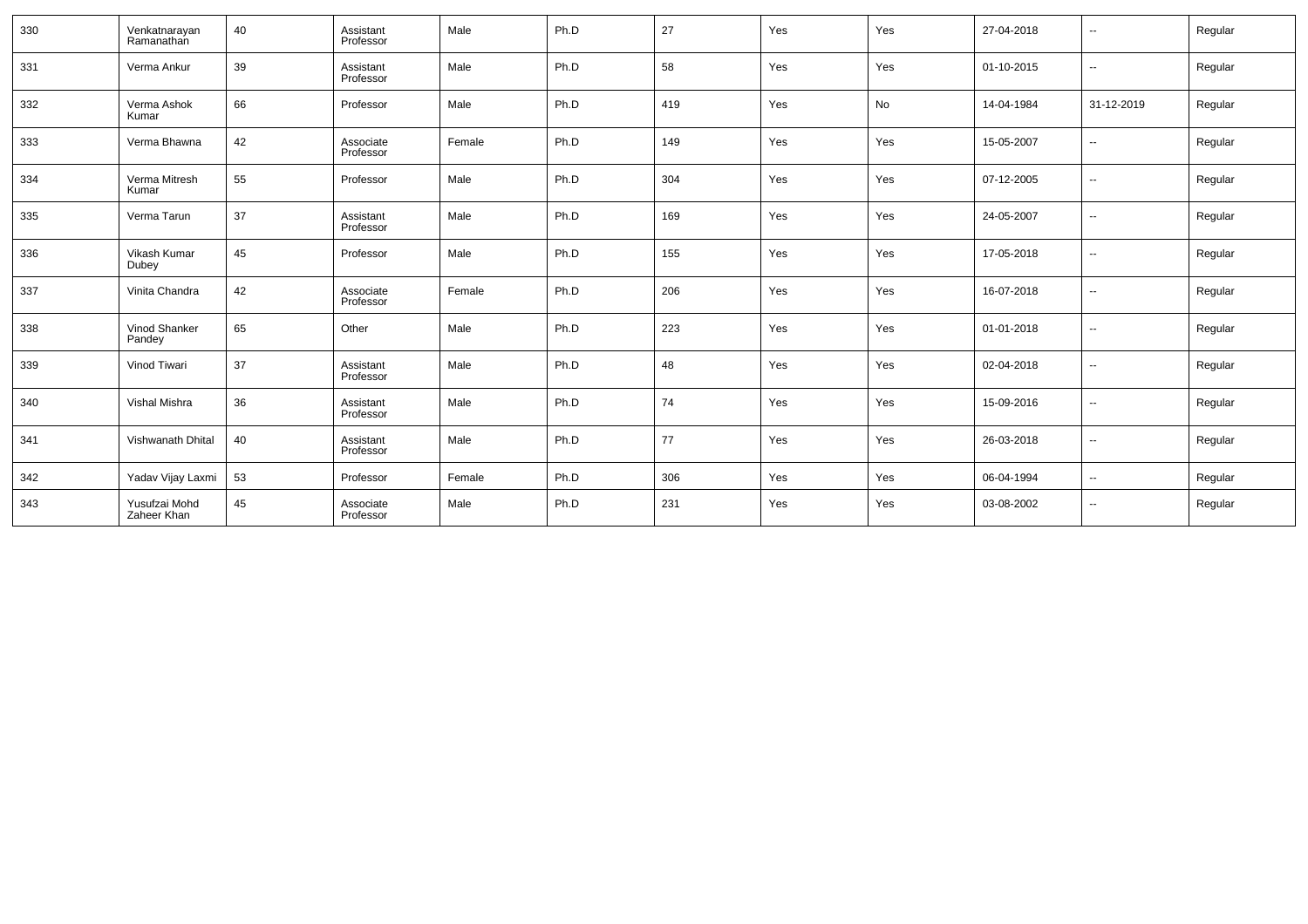| | | | | | | | | | | | |
|---|---|---|---|---|---|---|---|---|---|---|---|
| 330 | Venkatnarayan Ramanathan | 40 | Assistant Professor | Male | Ph.D | 27 | Yes | Yes | 27-04-2018 | -- | Regular |
| 331 | Verma Ankur | 39 | Assistant Professor | Male | Ph.D | 58 | Yes | Yes | 01-10-2015 | -- | Regular |
| 332 | Verma Ashok Kumar | 66 | Professor | Male | Ph.D | 419 | Yes | No | 14-04-1984 | 31-12-2019 | Regular |
| 333 | Verma Bhawna | 42 | Associate Professor | Female | Ph.D | 149 | Yes | Yes | 15-05-2007 | -- | Regular |
| 334 | Verma Mitresh Kumar | 55 | Professor | Male | Ph.D | 304 | Yes | Yes | 07-12-2005 | -- | Regular |
| 335 | Verma Tarun | 37 | Assistant Professor | Male | Ph.D | 169 | Yes | Yes | 24-05-2007 | -- | Regular |
| 336 | Vikash Kumar Dubey | 45 | Professor | Male | Ph.D | 155 | Yes | Yes | 17-05-2018 | -- | Regular |
| 337 | Vinita Chandra | 42 | Associate Professor | Female | Ph.D | 206 | Yes | Yes | 16-07-2018 | -- | Regular |
| 338 | Vinod Shanker Pandey | 65 | Other | Male | Ph.D | 223 | Yes | Yes | 01-01-2018 | -- | Regular |
| 339 | Vinod Tiwari | 37 | Assistant Professor | Male | Ph.D | 48 | Yes | Yes | 02-04-2018 | -- | Regular |
| 340 | Vishal Mishra | 36 | Assistant Professor | Male | Ph.D | 74 | Yes | Yes | 15-09-2016 | -- | Regular |
| 341 | Vishwanath Dhital | 40 | Assistant Professor | Male | Ph.D | 77 | Yes | Yes | 26-03-2018 | -- | Regular |
| 342 | Yadav Vijay Laxmi | 53 | Professor | Female | Ph.D | 306 | Yes | Yes | 06-04-1994 | -- | Regular |
| 343 | Yusufzai Mohd Zaheer Khan | 45 | Associate Professor | Male | Ph.D | 231 | Yes | Yes | 03-08-2002 | -- | Regular |